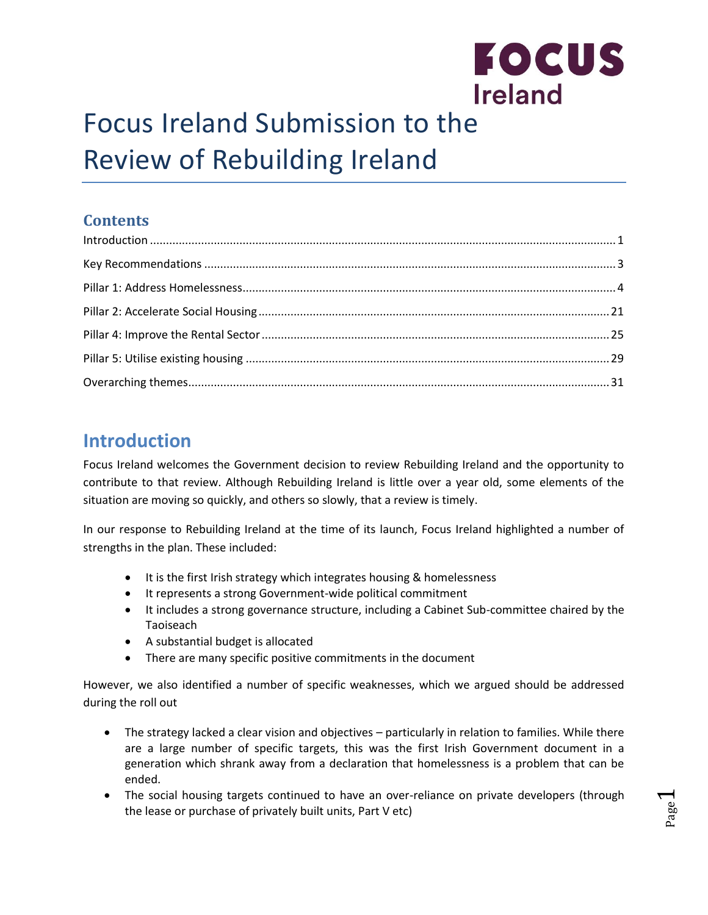# Focus Ireland Submission to the Review of Rebuilding Ireland

## Contents

Introduction ..... 1
Key Recommendations ..... 3
Pillar 1: Address Homelessness ..... 4
Pillar 2: Accelerate Social Housing ..... 21
Pillar 4: Improve the Rental Sector ..... 25
Pillar 5: Utilise existing housing ..... 29
Overarching themes ..... 31

## Introduction

Focus Ireland welcomes the Government decision to review Rebuilding Ireland and the opportunity to contribute to that review. Although Rebuilding Ireland is little over a year old, some elements of the situation are moving so quickly, and others so slowly, that a review is timely.

In our response to Rebuilding Ireland at the time of its launch, Focus Ireland highlighted a number of strengths in the plan. These included:

- It is the first Irish strategy which integrates housing & homelessness
- It represents a strong Government-wide political commitment
- It includes a strong governance structure, including a Cabinet Sub-committee chaired by the Taoiseach
- A substantial budget is allocated
- There are many specific positive commitments in the document

However, we also identified a number of specific weaknesses, which we argued should be addressed during the roll out

- The strategy lacked a clear vision and objectives – particularly in relation to families. While there are a large number of specific targets, this was the first Irish Government document in a generation which shrank away from a declaration that homelessness is a problem that can be ended.
- The social housing targets continued to have an over-reliance on private developers (through the lease or purchase of privately built units, Part V etc)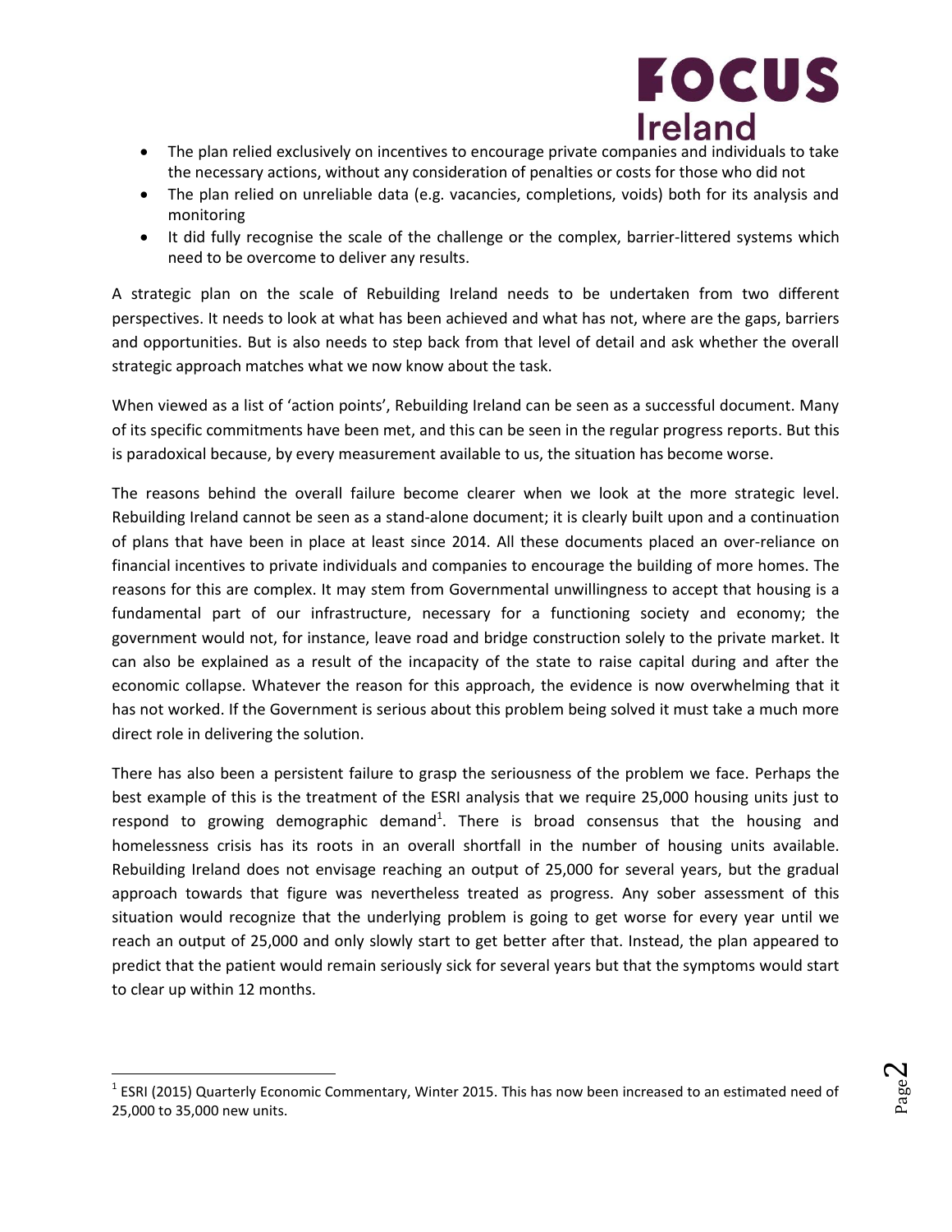- The plan relied exclusively on incentives to encourage private companies and individuals to take the necessary actions, without any consideration of penalties or costs for those who did not
- The plan relied on unreliable data (e.g. vacancies, completions, voids) both for its analysis and monitoring
- It did fully recognise the scale of the challenge or the complex, barrier-littered systems which need to be overcome to deliver any results.

A strategic plan on the scale of Rebuilding Ireland needs to be undertaken from two different perspectives. It needs to look at what has been achieved and what has not, where are the gaps, barriers and opportunities. But is also needs to step back from that level of detail and ask whether the overall strategic approach matches what we now know about the task.

When viewed as a list of 'action points', Rebuilding Ireland can be seen as a successful document. Many of its specific commitments have been met, and this can be seen in the regular progress reports. But this is paradoxical because, by every measurement available to us, the situation has become worse.

The reasons behind the overall failure become clearer when we look at the more strategic level. Rebuilding Ireland cannot be seen as a stand-alone document; it is clearly built upon and a continuation of plans that have been in place at least since 2014. All these documents placed an over-reliance on financial incentives to private individuals and companies to encourage the building of more homes. The reasons for this are complex. It may stem from Governmental unwillingness to accept that housing is a fundamental part of our infrastructure, necessary for a functioning society and economy; the government would not, for instance, leave road and bridge construction solely to the private market. It can also be explained as a result of the incapacity of the state to raise capital during and after the economic collapse. Whatever the reason for this approach, the evidence is now overwhelming that it has not worked. If the Government is serious about this problem being solved it must take a much more direct role in delivering the solution.

There has also been a persistent failure to grasp the seriousness of the problem we face. Perhaps the best example of this is the treatment of the ESRI analysis that we require 25,000 housing units just to respond to growing demographic demand[1]. There is broad consensus that the housing and homelessness crisis has its roots in an overall shortfall in the number of housing units available. Rebuilding Ireland does not envisage reaching an output of 25,000 for several years, but the gradual approach towards that figure was nevertheless treated as progress. Any sober assessment of this situation would recognize that the underlying problem is going to get worse for every year until we reach an output of 25,000 and only slowly start to get better after that. Instead, the plan appeared to predict that the patient would remain seriously sick for several years but that the symptoms would start to clear up within 12 months.

---

[1] ESRI (2015) Quarterly Economic Commentary, Winter 2015. This has now been increased to an estimated need of 25,000 to 35,000 new units.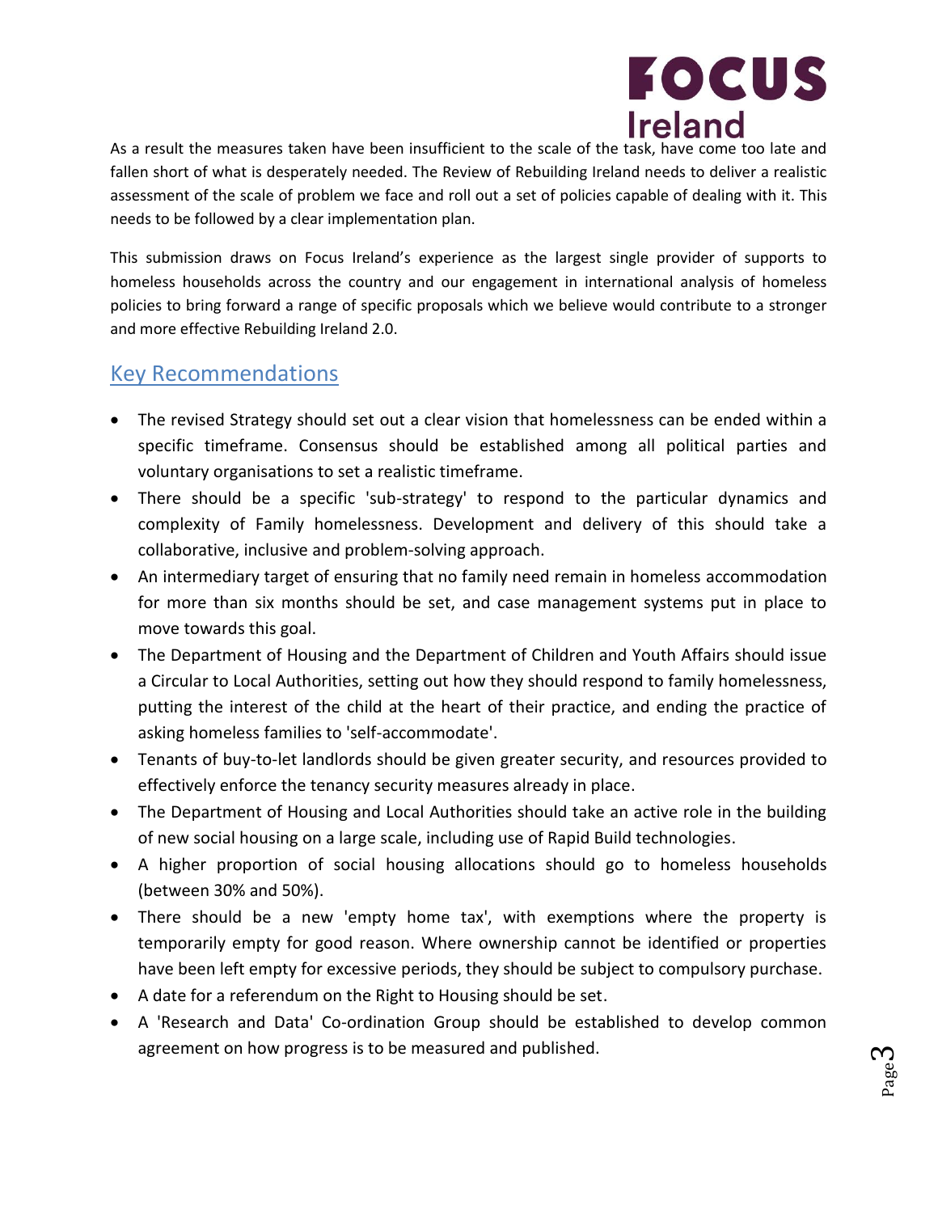As a result the measures taken have been insufficient to the scale of the task, have come too late and fallen short of what is desperately needed. The Review of Rebuilding Ireland needs to deliver a realistic assessment of the scale of problem we face and roll out a set of policies capable of dealing with it. This needs to be followed by a clear implementation plan.

This submission draws on Focus Ireland's experience as the largest single provider of supports to homeless households across the country and our engagement in international analysis of homeless policies to bring forward a range of specific proposals which we believe would contribute to a stronger and more effective Rebuilding Ireland 2.0.

## Key Recommendations

- The revised Strategy should set out a clear vision that homelessness can be ended within a specific timeframe. Consensus should be established among all political parties and voluntary organisations to set a realistic timeframe.
- There should be a specific 'sub-strategy' to respond to the particular dynamics and complexity of Family homelessness. Development and delivery of this should take a collaborative, inclusive and problem-solving approach.
- An intermediary target of ensuring that no family need remain in homeless accommodation for more than six months should be set, and case management systems put in place to move towards this goal.
- The Department of Housing and the Department of Children and Youth Affairs should issue a Circular to Local Authorities, setting out how they should respond to family homelessness, putting the interest of the child at the heart of their practice, and ending the practice of asking homeless families to 'self-accommodate'.
- Tenants of buy-to-let landlords should be given greater security, and resources provided to effectively enforce the tenancy security measures already in place.
- The Department of Housing and Local Authorities should take an active role in the building of new social housing on a large scale, including use of Rapid Build technologies.
- A higher proportion of social housing allocations should go to homeless households (between 30% and 50%).
- There should be a new 'empty home tax', with exemptions where the property is temporarily empty for good reason. Where ownership cannot be identified or properties have been left empty for excessive periods, they should be subject to compulsory purchase.
- A date for a referendum on the Right to Housing should be set.
- A 'Research and Data' Co-ordination Group should be established to develop common agreement on how progress is to be measured and published.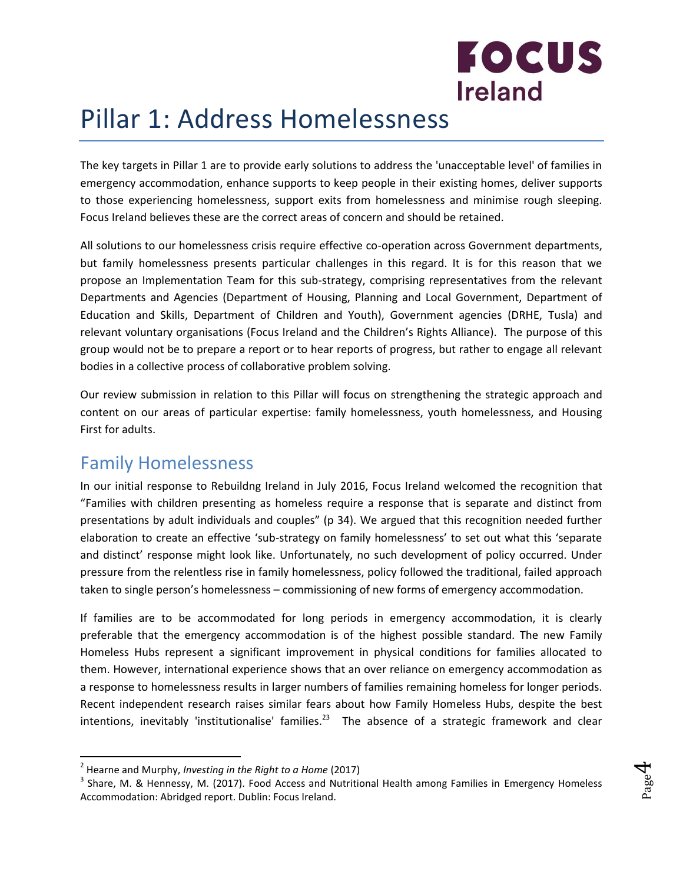# Pillar 1: Address Homelessness

The key targets in Pillar 1 are to provide early solutions to address the 'unacceptable level' of families in emergency accommodation, enhance supports to keep people in their existing homes, deliver supports to those experiencing homelessness, support exits from homelessness and minimise rough sleeping. Focus Ireland believes these are the correct areas of concern and should be retained.

All solutions to our homelessness crisis require effective co-operation across Government departments, but family homelessness presents particular challenges in this regard. It is for this reason that we propose an Implementation Team for this sub-strategy, comprising representatives from the relevant Departments and Agencies (Department of Housing, Planning and Local Government, Department of Education and Skills, Department of Children and Youth), Government agencies (DRHE, Tusla) and relevant voluntary organisations (Focus Ireland and the Children's Rights Alliance). The purpose of this group would not be to prepare a report or to hear reports of progress, but rather to engage all relevant bodies in a collective process of collaborative problem solving.

Our review submission in relation to this Pillar will focus on strengthening the strategic approach and content on our areas of particular expertise: family homelessness, youth homelessness, and Housing First for adults.

## Family Homelessness

In our initial response to Rebuildng Ireland in July 2016, Focus Ireland welcomed the recognition that "Families with children presenting as homeless require a response that is separate and distinct from presentations by adult individuals and couples" (p 34). We argued that this recognition needed further elaboration to create an effective 'sub-strategy on family homelessness' to set out what this 'separate and distinct' response might look like. Unfortunately, no such development of policy occurred. Under pressure from the relentless rise in family homelessness, policy followed the traditional, failed approach taken to single person's homelessness – commissioning of new forms of emergency accommodation.

If families are to be accommodated for long periods in emergency accommodation, it is clearly preferable that the emergency accommodation is of the highest possible standard. The new Family Homeless Hubs represent a significant improvement in physical conditions for families allocated to them. However, international experience shows that an over reliance on emergency accommodation as a response to homelessness results in larger numbers of families remaining homeless for longer periods. Recent independent research raises similar fears about how Family Homeless Hubs, despite the best intentions, inevitably 'institutionalise' families.[2][3] The absence of a strategic framework and clear

---

[2] Hearne and Murphy, *Investing in the Right to a Home* (2017)

[3] Share, M. & Hennessy, M. (2017). Food Access and Nutritional Health among Families in Emergency Homeless Accommodation: Abridged report. Dublin: Focus Ireland.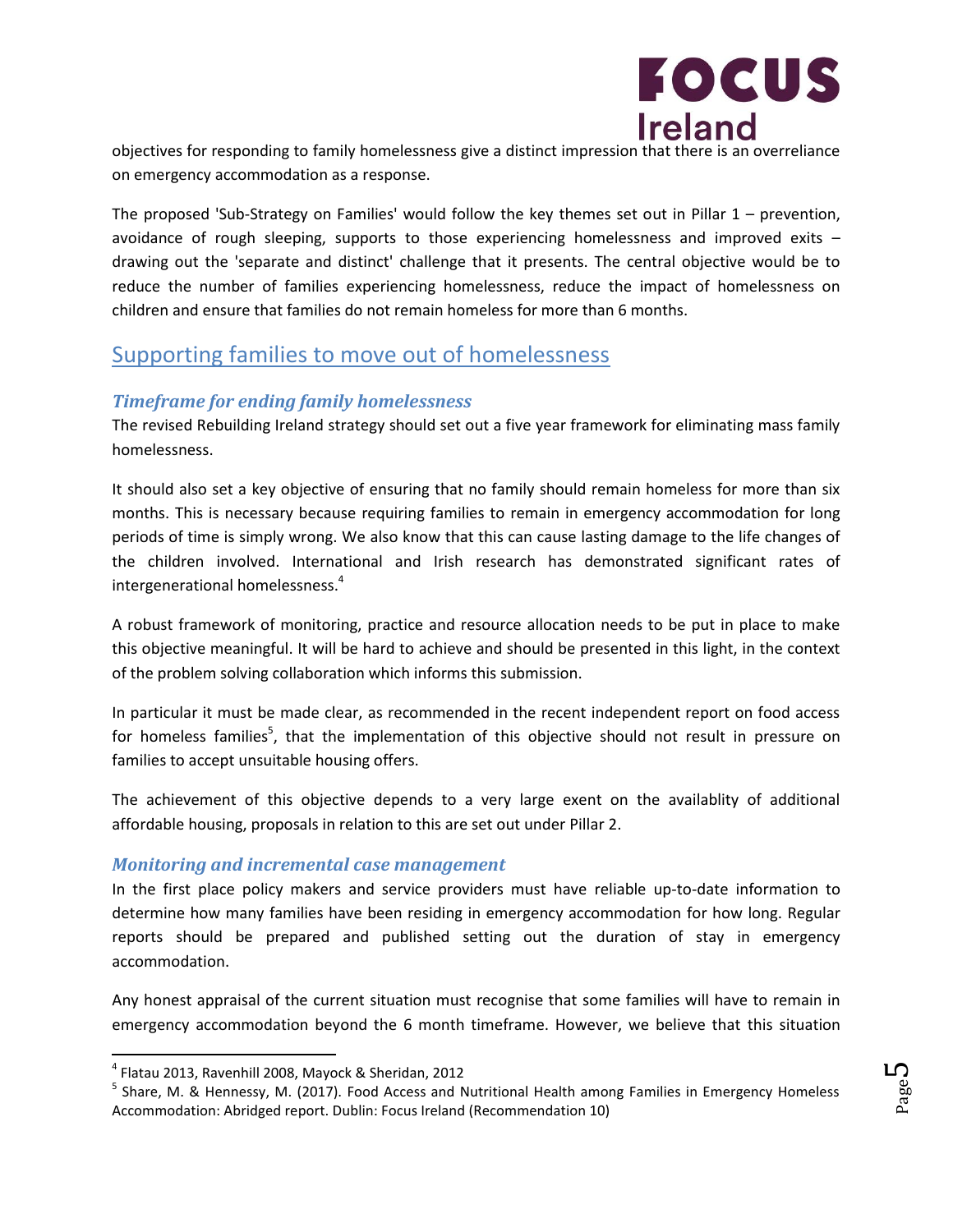objectives for responding to family homelessness give a distinct impression that there is an overreliance on emergency accommodation as a response.

The proposed 'Sub-Strategy on Families' would follow the key themes set out in Pillar 1 – prevention, avoidance of rough sleeping, supports to those experiencing homelessness and improved exits – drawing out the 'separate and distinct' challenge that it presents. The central objective would be to reduce the number of families experiencing homelessness, reduce the impact of homelessness on children and ensure that families do not remain homeless for more than 6 months.

## Supporting families to move out of homelessness

### *Timeframe for ending family homelessness*

The revised Rebuilding Ireland strategy should set out a five year framework for eliminating mass family homelessness.

It should also set a key objective of ensuring that no family should remain homeless for more than six months. This is necessary because requiring families to remain in emergency accommodation for long periods of time is simply wrong. We also know that this can cause lasting damage to the life changes of the children involved. International and Irish research has demonstrated significant rates of intergenerational homelessness.[4]

A robust framework of monitoring, practice and resource allocation needs to be put in place to make this objective meaningful. It will be hard to achieve and should be presented in this light, in the context of the problem solving collaboration which informs this submission.

In particular it must be made clear, as recommended in the recent independent report on food access for homeless families[5], that the implementation of this objective should not result in pressure on families to accept unsuitable housing offers.

The achievement of this objective depends to a very large exent on the availablity of additional affordable housing, proposals in relation to this are set out under Pillar 2.

### *Monitoring and incremental case management*

In the first place policy makers and service providers must have reliable up-to-date information to determine how many families have been residing in emergency accommodation for how long. Regular reports should be prepared and published setting out the duration of stay in emergency accommodation.

Any honest appraisal of the current situation must recognise that some families will have to remain in emergency accommodation beyond the 6 month timeframe. However, we believe that this situation

---

[4] Flatau 2013, Ravenhill 2008, Mayock & Sheridan, 2012

[5] Share, M. & Hennessy, M. (2017). Food Access and Nutritional Health among Families in Emergency Homeless Accommodation: Abridged report. Dublin: Focus Ireland (Recommendation 10)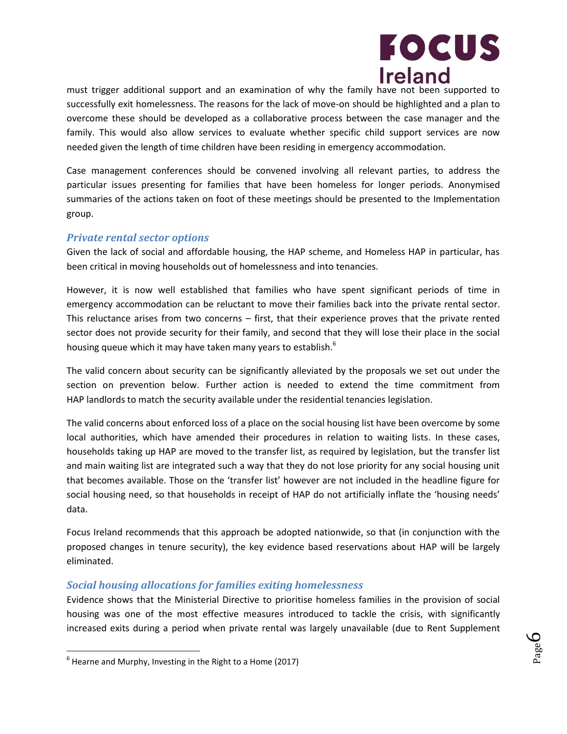must trigger additional support and an examination of why the family have not been supported to successfully exit homelessness. The reasons for the lack of move-on should be highlighted and a plan to overcome these should be developed as a collaborative process between the case manager and the family. This would also allow services to evaluate whether specific child support services are now needed given the length of time children have been residing in emergency accommodation.

Case management conferences should be convened involving all relevant parties, to address the particular issues presenting for families that have been homeless for longer periods. Anonymised summaries of the actions taken on foot of these meetings should be presented to the Implementation group.

### *Private rental sector options*

Given the lack of social and affordable housing, the HAP scheme, and Homeless HAP in particular, has been critical in moving households out of homelessness and into tenancies.

However, it is now well established that families who have spent significant periods of time in emergency accommodation can be reluctant to move their families back into the private rental sector. This reluctance arises from two concerns – first, that their experience proves that the private rented sector does not provide security for their family, and second that they will lose their place in the social housing queue which it may have taken many years to establish.[6]

The valid concern about security can be significantly alleviated by the proposals we set out under the section on prevention below. Further action is needed to extend the time commitment from HAP landlords to match the security available under the residential tenancies legislation.

The valid concerns about enforced loss of a place on the social housing list have been overcome by some local authorities, which have amended their procedures in relation to waiting lists. In these cases, households taking up HAP are moved to the transfer list, as required by legislation, but the transfer list and main waiting list are integrated such a way that they do not lose priority for any social housing unit that becomes available. Those on the 'transfer list' however are not included in the headline figure for social housing need, so that households in receipt of HAP do not artificially inflate the 'housing needs' data.

Focus Ireland recommends that this approach be adopted nationwide, so that (in conjunction with the proposed changes in tenure security), the key evidence based reservations about HAP will be largely eliminated.

### *Social housing allocations for families exiting homelessness*

Evidence shows that the Ministerial Directive to prioritise homeless families in the provision of social housing was one of the most effective measures introduced to tackle the crisis, with significantly increased exits during a period when private rental was largely unavailable (due to Rent Supplement

[6] Hearne and Murphy, Investing in the Right to a Home (2017)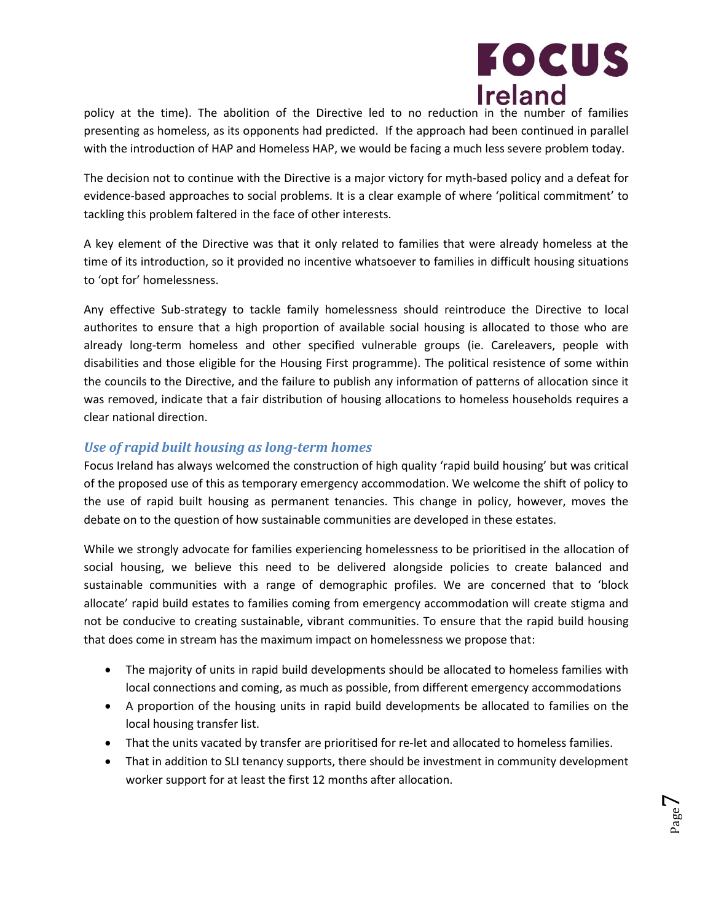policy at the time). The abolition of the Directive led to no reduction in the number of families presenting as homeless, as its opponents had predicted. If the approach had been continued in parallel with the introduction of HAP and Homeless HAP, we would be facing a much less severe problem today.

The decision not to continue with the Directive is a major victory for myth-based policy and a defeat for evidence-based approaches to social problems. It is a clear example of where 'political commitment' to tackling this problem faltered in the face of other interests.

A key element of the Directive was that it only related to families that were already homeless at the time of its introduction, so it provided no incentive whatsoever to families in difficult housing situations to 'opt for' homelessness.

Any effective Sub-strategy to tackle family homelessness should reintroduce the Directive to local authorites to ensure that a high proportion of available social housing is allocated to those who are already long-term homeless and other specified vulnerable groups (ie. Careleavers, people with disabilities and those eligible for the Housing First programme). The political resistence of some within the councils to the Directive, and the failure to publish any information of patterns of allocation since it was removed, indicate that a fair distribution of housing allocations to homeless households requires a clear national direction.

### *Use of rapid built housing as long-term homes*

Focus Ireland has always welcomed the construction of high quality 'rapid build housing' but was critical of the proposed use of this as temporary emergency accommodation. We welcome the shift of policy to the use of rapid built housing as permanent tenancies. This change in policy, however, moves the debate on to the question of how sustainable communities are developed in these estates.

While we strongly advocate for families experiencing homelessness to be prioritised in the allocation of social housing, we believe this need to be delivered alongside policies to create balanced and sustainable communities with a range of demographic profiles. We are concerned that to 'block allocate' rapid build estates to families coming from emergency accommodation will create stigma and not be conducive to creating sustainable, vibrant communities. To ensure that the rapid build housing that does come in stream has the maximum impact on homelessness we propose that:

- The majority of units in rapid build developments should be allocated to homeless families with local connections and coming, as much as possible, from different emergency accommodations
- A proportion of the housing units in rapid build developments be allocated to families on the local housing transfer list.
- That the units vacated by transfer are prioritised for re-let and allocated to homeless families.
- That in addition to SLI tenancy supports, there should be investment in community development worker support for at least the first 12 months after allocation.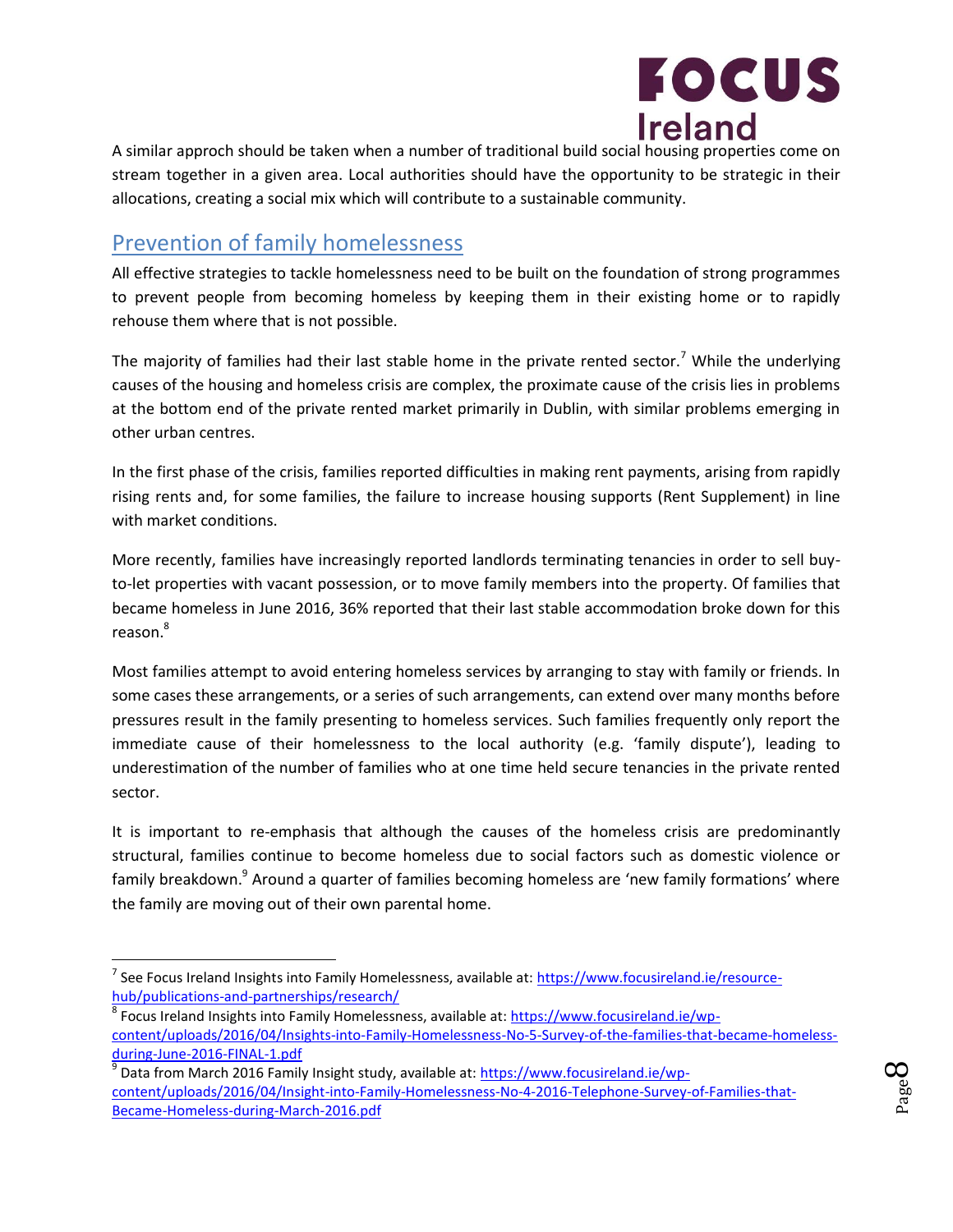A similar approch should be taken when a number of traditional build social housing properties come on stream together in a given area. Local authorities should have the opportunity to be strategic in their allocations, creating a social mix which will contribute to a sustainable community.

## Prevention of family homelessness

All effective strategies to tackle homelessness need to be built on the foundation of strong programmes to prevent people from becoming homeless by keeping them in their existing home or to rapidly rehouse them where that is not possible.

The majority of families had their last stable home in the private rented sector.[7] While the underlying causes of the housing and homeless crisis are complex, the proximate cause of the crisis lies in problems at the bottom end of the private rented market primarily in Dublin, with similar problems emerging in other urban centres.

In the first phase of the crisis, families reported difficulties in making rent payments, arising from rapidly rising rents and, for some families, the failure to increase housing supports (Rent Supplement) in line with market conditions.

More recently, families have increasingly reported landlords terminating tenancies in order to sell buy-to-let properties with vacant possession, or to move family members into the property. Of families that became homeless in June 2016, 36% reported that their last stable accommodation broke down for this reason.[8]

Most families attempt to avoid entering homeless services by arranging to stay with family or friends. In some cases these arrangements, or a series of such arrangements, can extend over many months before pressures result in the family presenting to homeless services. Such families frequently only report the immediate cause of their homelessness to the local authority (e.g. 'family dispute'), leading to underestimation of the number of families who at one time held secure tenancies in the private rented sector.

It is important to re-emphasis that although the causes of the homeless crisis are predominantly structural, families continue to become homeless due to social factors such as domestic violence or family breakdown.[9] Around a quarter of families becoming homeless are 'new family formations' where the family are moving out of their own parental home.

---

[7] See Focus Ireland Insights into Family Homelessness, available at: https://www.focusireland.ie/resource-hub/publications-and-partnerships/research/

[8] Focus Ireland Insights into Family Homelessness, available at: https://www.focusireland.ie/wp-content/uploads/2016/04/Insights-into-Family-Homelessness-No-5-Survey-of-the-families-that-became-homeless-during-June-2016-FINAL-1.pdf

[9] Data from March 2016 Family Insight study, available at: https://www.focusireland.ie/wp-content/uploads/2016/04/Insight-into-Family-Homelessness-No-4-2016-Telephone-Survey-of-Families-that-Became-Homeless-during-March-2016.pdf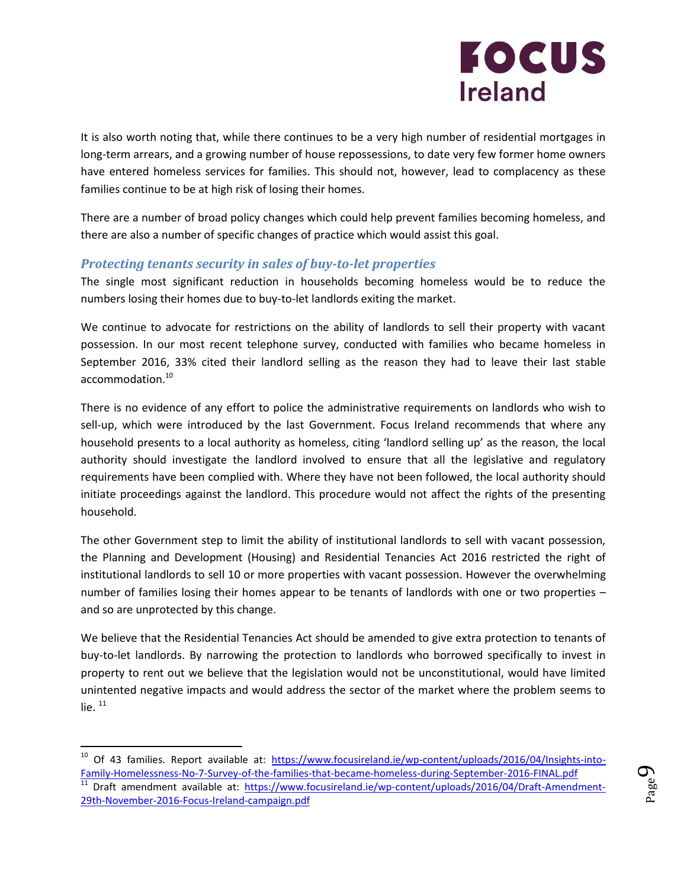It is also worth noting that, while there continues to be a very high number of residential mortgages in long-term arrears, and a growing number of house repossessions, to date very few former home owners have entered homeless services for families. This should not, however, lead to complacency as these families continue to be at high risk of losing their homes.

There are a number of broad policy changes which could help prevent families becoming homeless, and there are also a number of specific changes of practice which would assist this goal.

### *Protecting tenants security in sales of buy-to-let properties*

The single most significant reduction in households becoming homeless would be to reduce the numbers losing their homes due to buy-to-let landlords exiting the market.

We continue to advocate for restrictions on the ability of landlords to sell their property with vacant possession. In our most recent telephone survey, conducted with families who became homeless in September 2016, 33% cited their landlord selling as the reason they had to leave their last stable accommodation.[10]

There is no evidence of any effort to police the administrative requirements on landlords who wish to sell-up, which were introduced by the last Government. Focus Ireland recommends that where any household presents to a local authority as homeless, citing 'landlord selling up' as the reason, the local authority should investigate the landlord involved to ensure that all the legislative and regulatory requirements have been complied with. Where they have not been followed, the local authority should initiate proceedings against the landlord. This procedure would not affect the rights of the presenting household.

The other Government step to limit the ability of institutional landlords to sell with vacant possession, the Planning and Development (Housing) and Residential Tenancies Act 2016 restricted the right of institutional landlords to sell 10 or more properties with vacant possession. However the overwhelming number of families losing their homes appear to be tenants of landlords with one or two properties – and so are unprotected by this change.

We believe that the Residential Tenancies Act should be amended to give extra protection to tenants of buy-to-let landlords. By narrowing the protection to landlords who borrowed specifically to invest in property to rent out we believe that the legislation would not be unconstitutional, would have limited unintended negative impacts and would address the sector of the market where the problem seems to lie.[11]

---

[10] Of 43 families. Report available at: https://www.focusireland.ie/wp-content/uploads/2016/04/Insights-into-Family-Homelessness-No-7-Survey-of-the-families-that-became-homeless-during-September-2016-FINAL.pdf

[11] Draft amendment available at: https://www.focusireland.ie/wp-content/uploads/2016/04/Draft-Amendment-29th-November-2016-Focus-Ireland-campaign.pdf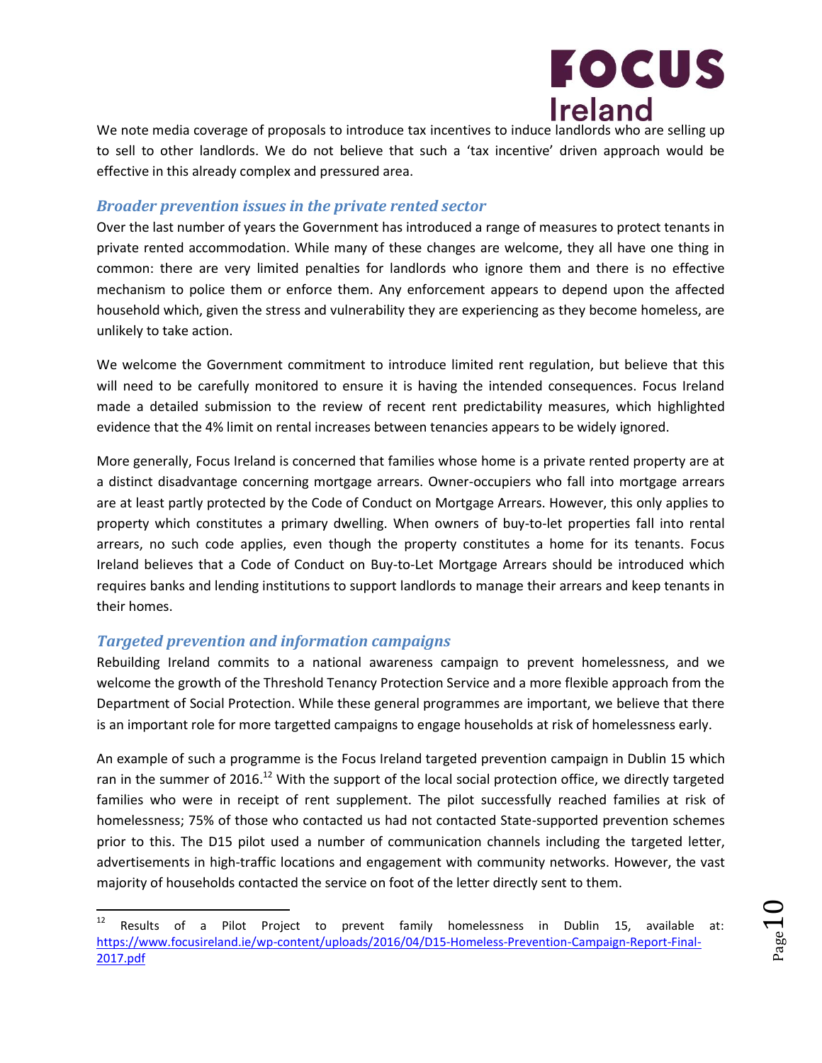We note media coverage of proposals to introduce tax incentives to induce landlords who are selling up to sell to other landlords. We do not believe that such a 'tax incentive' driven approach would be effective in this already complex and pressured area.

### *Broader prevention issues in the private rented sector*

Over the last number of years the Government has introduced a range of measures to protect tenants in private rented accommodation. While many of these changes are welcome, they all have one thing in common: there are very limited penalties for landlords who ignore them and there is no effective mechanism to police them or enforce them. Any enforcement appears to depend upon the affected household which, given the stress and vulnerability they are experiencing as they become homeless, are unlikely to take action.

We welcome the Government commitment to introduce limited rent regulation, but believe that this will need to be carefully monitored to ensure it is having the intended consequences. Focus Ireland made a detailed submission to the review of recent rent predictability measures, which highlighted evidence that the 4% limit on rental increases between tenancies appears to be widely ignored.

More generally, Focus Ireland is concerned that families whose home is a private rented property are at a distinct disadvantage concerning mortgage arrears. Owner-occupiers who fall into mortgage arrears are at least partly protected by the Code of Conduct on Mortgage Arrears. However, this only applies to property which constitutes a primary dwelling. When owners of buy-to-let properties fall into rental arrears, no such code applies, even though the property constitutes a home for its tenants. Focus Ireland believes that a Code of Conduct on Buy-to-Let Mortgage Arrears should be introduced which requires banks and lending institutions to support landlords to manage their arrears and keep tenants in their homes.

### *Targeted prevention and information campaigns*

Rebuilding Ireland commits to a national awareness campaign to prevent homelessness, and we welcome the growth of the Threshold Tenancy Protection Service and a more flexible approach from the Department of Social Protection. While these general programmes are important, we believe that there is an important role for more targetted campaigns to engage households at risk of homelessness early.

An example of such a programme is the Focus Ireland targeted prevention campaign in Dublin 15 which ran in the summer of 2016.[12] With the support of the local social protection office, we directly targeted families who were in receipt of rent supplement. The pilot successfully reached families at risk of homelessness; 75% of those who contacted us had not contacted State-supported prevention schemes prior to this. The D15 pilot used a number of communication channels including the targeted letter, advertisements in high-traffic locations and engagement with community networks. However, the vast majority of households contacted the service on foot of the letter directly sent to them.

---

[12] Results of a Pilot Project to prevent family homelessness in Dublin 15, available at: https://www.focusireland.ie/wp-content/uploads/2016/04/D15-Homeless-Prevention-Campaign-Report-Final-2017.pdf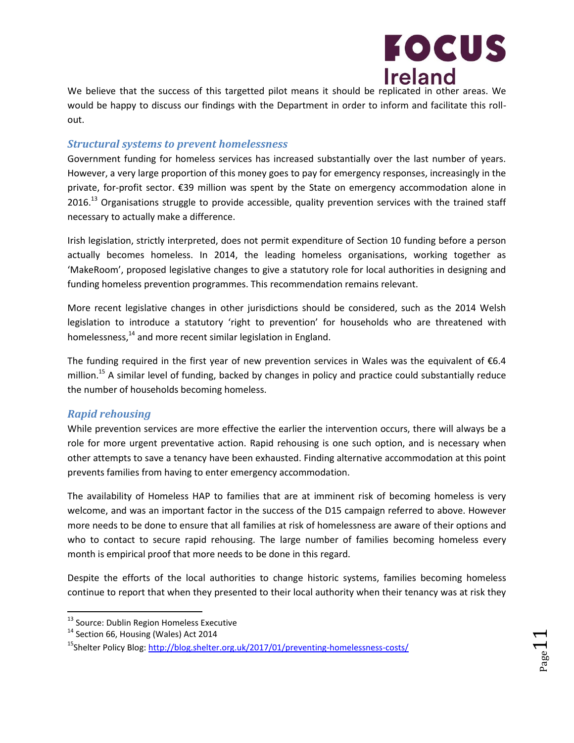We believe that the success of this targetted pilot means it should be replicated in other areas. We would be happy to discuss our findings with the Department in order to inform and facilitate this roll-out.

### *Structural systems to prevent homelessness*

Government funding for homeless services has increased substantially over the last number of years. However, a very large proportion of this money goes to pay for emergency responses, increasingly in the private, for-profit sector. €39 million was spent by the State on emergency accommodation alone in 2016.[13] Organisations struggle to provide accessible, quality prevention services with the trained staff necessary to actually make a difference.

Irish legislation, strictly interpreted, does not permit expenditure of Section 10 funding before a person actually becomes homeless. In 2014, the leading homeless organisations, working together as 'MakeRoom', proposed legislative changes to give a statutory role for local authorities in designing and funding homeless prevention programmes. This recommendation remains relevant.

More recent legislative changes in other jurisdictions should be considered, such as the 2014 Welsh legislation to introduce a statutory 'right to prevention' for households who are threatened with homelessness,[14] and more recent similar legislation in England.

The funding required in the first year of new prevention services in Wales was the equivalent of €6.4 million.[15] A similar level of funding, backed by changes in policy and practice could substantially reduce the number of households becoming homeless.

### *Rapid rehousing*

While prevention services are more effective the earlier the intervention occurs, there will always be a role for more urgent preventative action. Rapid rehousing is one such option, and is necessary when other attempts to save a tenancy have been exhausted. Finding alternative accommodation at this point prevents families from having to enter emergency accommodation.

The availability of Homeless HAP to families that are at imminent risk of becoming homeless is very welcome, and was an important factor in the success of the D15 campaign referred to above. However more needs to be done to ensure that all families at risk of homelessness are aware of their options and who to contact to secure rapid rehousing. The large number of families becoming homeless every month is empirical proof that more needs to be done in this regard.

Despite the efforts of the local authorities to change historic systems, families becoming homeless continue to report that when they presented to their local authority when their tenancy was at risk they

---

[13] Source: Dublin Region Homeless Executive

[14] Section 66, Housing (Wales) Act 2014

[15] Shelter Policy Blog: http://blog.shelter.org.uk/2017/01/preventing-homelessness-costs/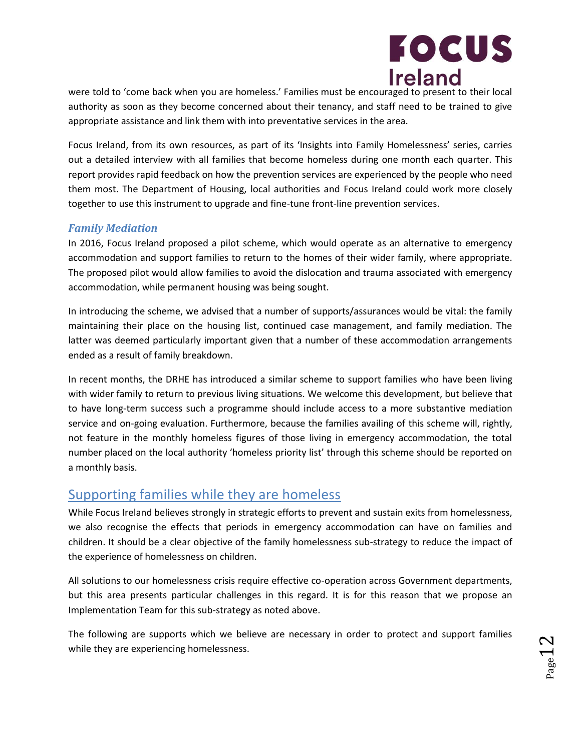were told to 'come back when you are homeless.' Families must be encouraged to present to their local authority as soon as they become concerned about their tenancy, and staff need to be trained to give appropriate assistance and link them with into preventative services in the area.

Focus Ireland, from its own resources, as part of its 'Insights into Family Homelessness' series, carries out a detailed interview with all families that become homeless during one month each quarter. This report provides rapid feedback on how the prevention services are experienced by the people who need them most. The Department of Housing, local authorities and Focus Ireland could work more closely together to use this instrument to upgrade and fine-tune front-line prevention services.

### *Family Mediation*

In 2016, Focus Ireland proposed a pilot scheme, which would operate as an alternative to emergency accommodation and support families to return to the homes of their wider family, where appropriate. The proposed pilot would allow families to avoid the dislocation and trauma associated with emergency accommodation, while permanent housing was being sought.

In introducing the scheme, we advised that a number of supports/assurances would be vital: the family maintaining their place on the housing list, continued case management, and family mediation. The latter was deemed particularly important given that a number of these accommodation arrangements ended as a result of family breakdown.

In recent months, the DRHE has introduced a similar scheme to support families who have been living with wider family to return to previous living situations. We welcome this development, but believe that to have long-term success such a programme should include access to a more substantive mediation service and on-going evaluation. Furthermore, because the families availing of this scheme will, rightly, not feature in the monthly homeless figures of those living in emergency accommodation, the total number placed on the local authority 'homeless priority list' through this scheme should be reported on a monthly basis.

## Supporting families while they are homeless

While Focus Ireland believes strongly in strategic efforts to prevent and sustain exits from homelessness, we also recognise the effects that periods in emergency accommodation can have on families and children. It should be a clear objective of the family homelessness sub-strategy to reduce the impact of the experience of homelessness on children.

All solutions to our homelessness crisis require effective co-operation across Government departments, but this area presents particular challenges in this regard. It is for this reason that we propose an Implementation Team for this sub-strategy as noted above.

The following are supports which we believe are necessary in order to protect and support families while they are experiencing homelessness.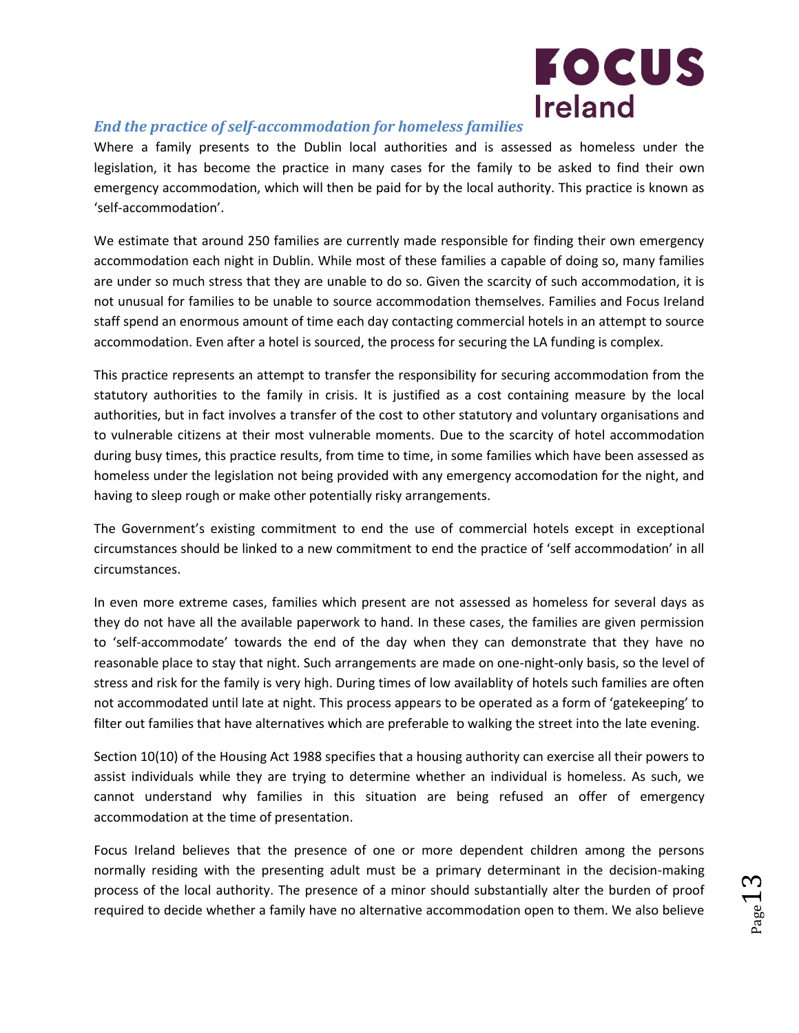### *End the practice of self-accommodation for homeless families*

Where a family presents to the Dublin local authorities and is assessed as homeless under the legislation, it has become the practice in many cases for the family to be asked to find their own emergency accommodation, which will then be paid for by the local authority. This practice is known as 'self-accommodation'.

We estimate that around 250 families are currently made responsible for finding their own emergency accommodation each night in Dublin. While most of these families a capable of doing so, many families are under so much stress that they are unable to do so. Given the scarcity of such accommodation, it is not unusual for families to be unable to source accommodation themselves. Families and Focus Ireland staff spend an enormous amount of time each day contacting commercial hotels in an attempt to source accommodation. Even after a hotel is sourced, the process for securing the LA funding is complex.

This practice represents an attempt to transfer the responsibility for securing accommodation from the statutory authorities to the family in crisis. It is justified as a cost containing measure by the local authorities, but in fact involves a transfer of the cost to other statutory and voluntary organisations and to vulnerable citizens at their most vulnerable moments. Due to the scarcity of hotel accommodation during busy times, this practice results, from time to time, in some families which have been assessed as homeless under the legislation not being provided with any emergency accomodation for the night, and having to sleep rough or make other potentially risky arrangements.

The Government's existing commitment to end the use of commercial hotels except in exceptional circumstances should be linked to a new commitment to end the practice of 'self accommodation' in all circumstances.

In even more extreme cases, families which present are not assessed as homeless for several days as they do not have all the available paperwork to hand. In these cases, the families are given permission to 'self-accommodate' towards the end of the day when they can demonstrate that they have no reasonable place to stay that night. Such arrangements are made on one-night-only basis, so the level of stress and risk for the family is very high. During times of low availablity of hotels such families are often not accommodated until late at night. This process appears to be operated as a form of 'gatekeeping' to filter out families that have alternatives which are preferable to walking the street into the late evening.

Section 10(10) of the Housing Act 1988 specifies that a housing authority can exercise all their powers to assist individuals while they are trying to determine whether an individual is homeless. As such, we cannot understand why families in this situation are being refused an offer of emergency accommodation at the time of presentation.

Focus Ireland believes that the presence of one or more dependent children among the persons normally residing with the presenting adult must be a primary determinant in the decision-making process of the local authority. The presence of a minor should substantially alter the burden of proof required to decide whether a family have no alternative accommodation open to them. We also believe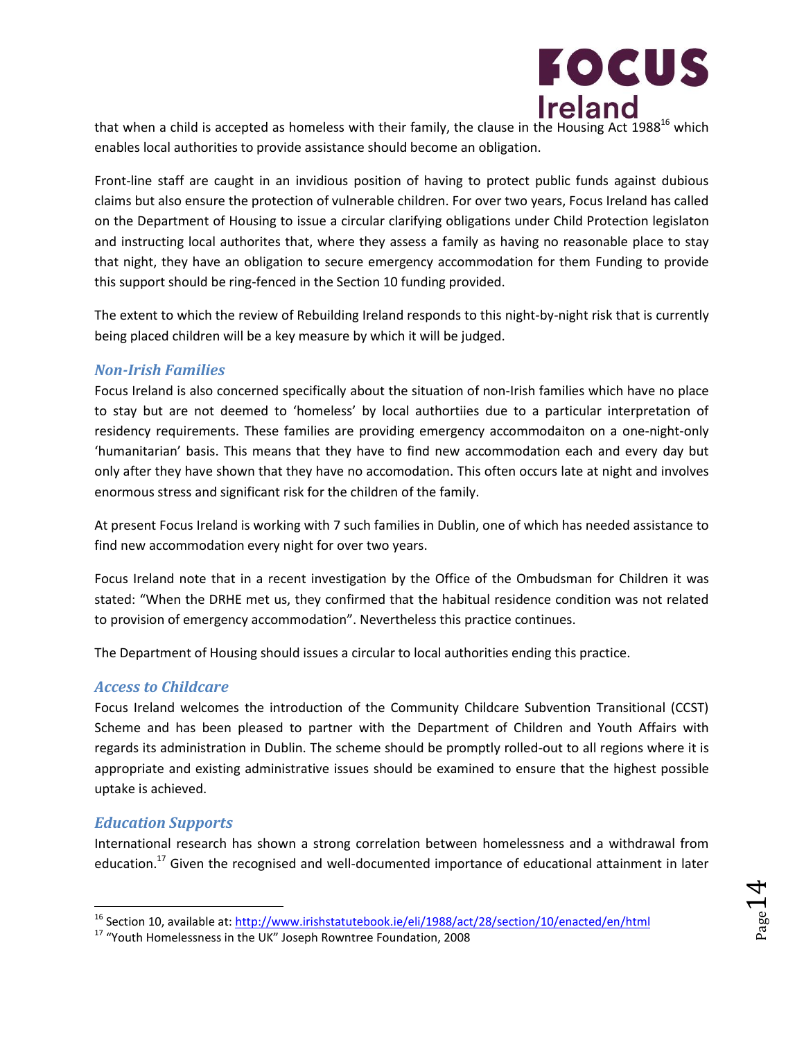that when a child is accepted as homeless with their family, the clause in the Housing Act 1988[16] which enables local authorities to provide assistance should become an obligation.

Front-line staff are caught in an invidious position of having to protect public funds against dubious claims but also ensure the protection of vulnerable children. For over two years, Focus Ireland has called on the Department of Housing to issue a circular clarifying obligations under Child Protection legislaton and instructing local authorites that, where they assess a family as having no reasonable place to stay that night, they have an obligation to secure emergency accommodation for them Funding to provide this support should be ring-fenced in the Section 10 funding provided.

The extent to which the review of Rebuilding Ireland responds to this night-by-night risk that is currently being placed children will be a key measure by which it will be judged.

### *Non-Irish Families*

Focus Ireland is also concerned specifically about the situation of non-Irish families which have no place to stay but are not deemed to 'homeless' by local authortiies due to a particular interpretation of residency requirements. These families are providing emergency accommodaiton on a one-night-only 'humanitarian' basis. This means that they have to find new accommodation each and every day but only after they have shown that they have no accomodation. This often occurs late at night and involves enormous stress and significant risk for the children of the family.

At present Focus Ireland is working with 7 such families in Dublin, one of which has needed assistance to find new accommodation every night for over two years.

Focus Ireland note that in a recent investigation by the Office of the Ombudsman for Children it was stated: "When the DRHE met us, they confirmed that the habitual residence condition was not related to provision of emergency accommodation". Nevertheless this practice continues.

The Department of Housing should issues a circular to local authorities ending this practice.

### *Access to Childcare*

Focus Ireland welcomes the introduction of the Community Childcare Subvention Transitional (CCST) Scheme and has been pleased to partner with the Department of Children and Youth Affairs with regards its administration in Dublin. The scheme should be promptly rolled-out to all regions where it is appropriate and existing administrative issues should be examined to ensure that the highest possible uptake is achieved.

### *Education Supports*

International research has shown a strong correlation between homelessness and a withdrawal from education.[17] Given the recognised and well-documented importance of educational attainment in later

---

[16] Section 10, available at: http://www.irishstatutebook.ie/eli/1988/act/28/section/10/enacted/en/html

[17] "Youth Homelessness in the UK" Joseph Rowntree Foundation, 2008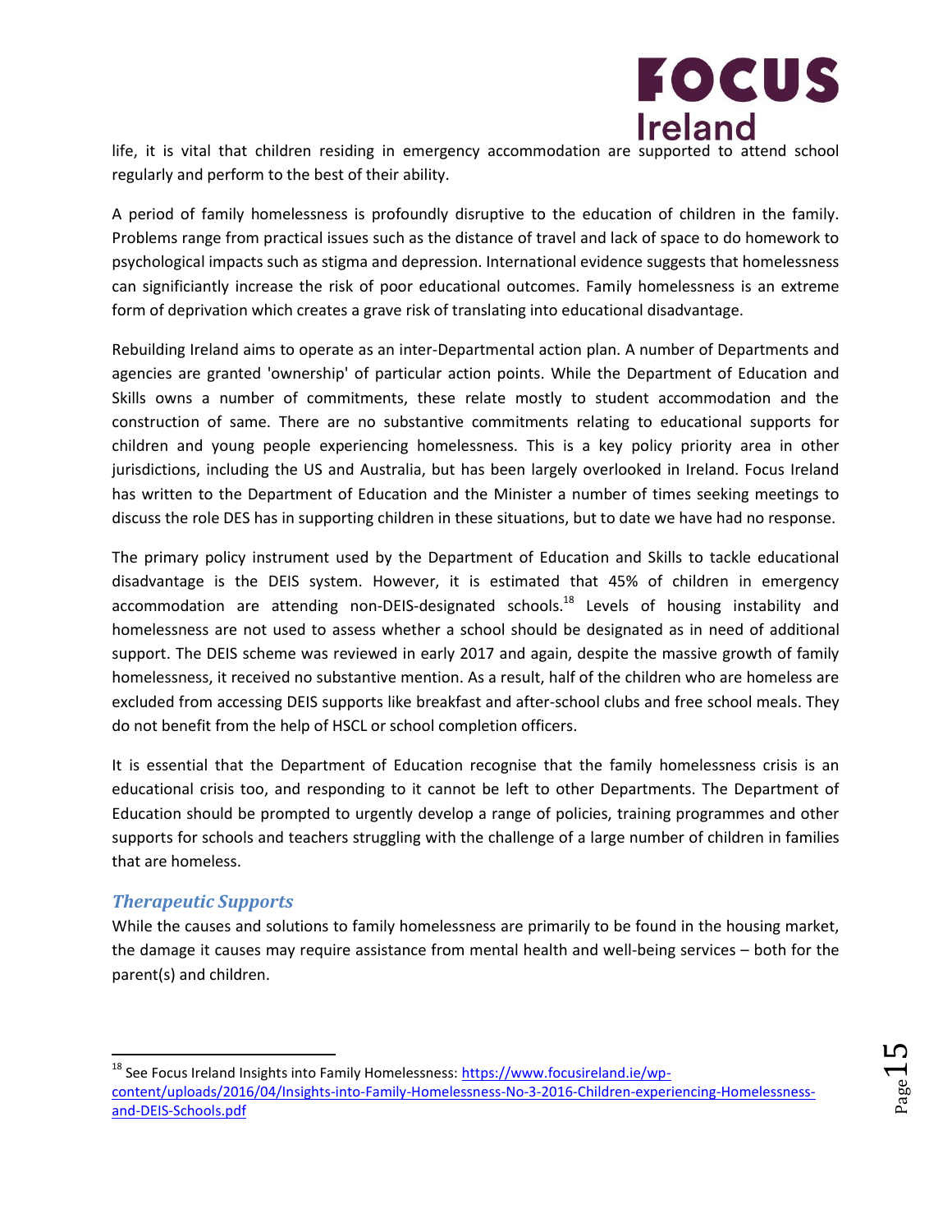life, it is vital that children residing in emergency accommodation are supported to attend school regularly and perform to the best of their ability.

A period of family homelessness is profoundly disruptive to the education of children in the family. Problems range from practical issues such as the distance of travel and lack of space to do homework to psychological impacts such as stigma and depression. International evidence suggests that homelessness can significiantly increase the risk of poor educational outcomes. Family homelessness is an extreme form of deprivation which creates a grave risk of translating into educational disadvantage.

Rebuilding Ireland aims to operate as an inter-Departmental action plan. A number of Departments and agencies are granted 'ownership' of particular action points. While the Department of Education and Skills owns a number of commitments, these relate mostly to student accommodation and the construction of same. There are no substantive commitments relating to educational supports for children and young people experiencing homelessness. This is a key policy priority area in other jurisdictions, including the US and Australia, but has been largely overlooked in Ireland. Focus Ireland has written to the Department of Education and the Minister a number of times seeking meetings to discuss the role DES has in supporting children in these situations, but to date we have had no response.

The primary policy instrument used by the Department of Education and Skills to tackle educational disadvantage is the DEIS system. However, it is estimated that 45% of children in emergency accommodation are attending non-DEIS-designated schools.[18] Levels of housing instability and homelessness are not used to assess whether a school should be designated as in need of additional support. The DEIS scheme was reviewed in early 2017 and again, despite the massive growth of family homelessness, it received no substantive mention. As a result, half of the children who are homeless are excluded from accessing DEIS supports like breakfast and after-school clubs and free school meals. They do not benefit from the help of HSCL or school completion officers.

It is essential that the Department of Education recognise that the family homelessness crisis is an educational crisis too, and responding to it cannot be left to other Departments. The Department of Education should be prompted to urgently develop a range of policies, training programmes and other supports for schools and teachers struggling with the challenge of a large number of children in families that are homeless.

### *Therapeutic Supports*

While the causes and solutions to family homelessness are primarily to be found in the housing market, the damage it causes may require assistance from mental health and well-being services – both for the parent(s) and children.

---

[18] See Focus Ireland Insights into Family Homelessness: https://www.focusireland.ie/wp-content/uploads/2016/04/Insights-into-Family-Homelessness-No-3-2016-Children-experiencing-Homelessness-and-DEIS-Schools.pdf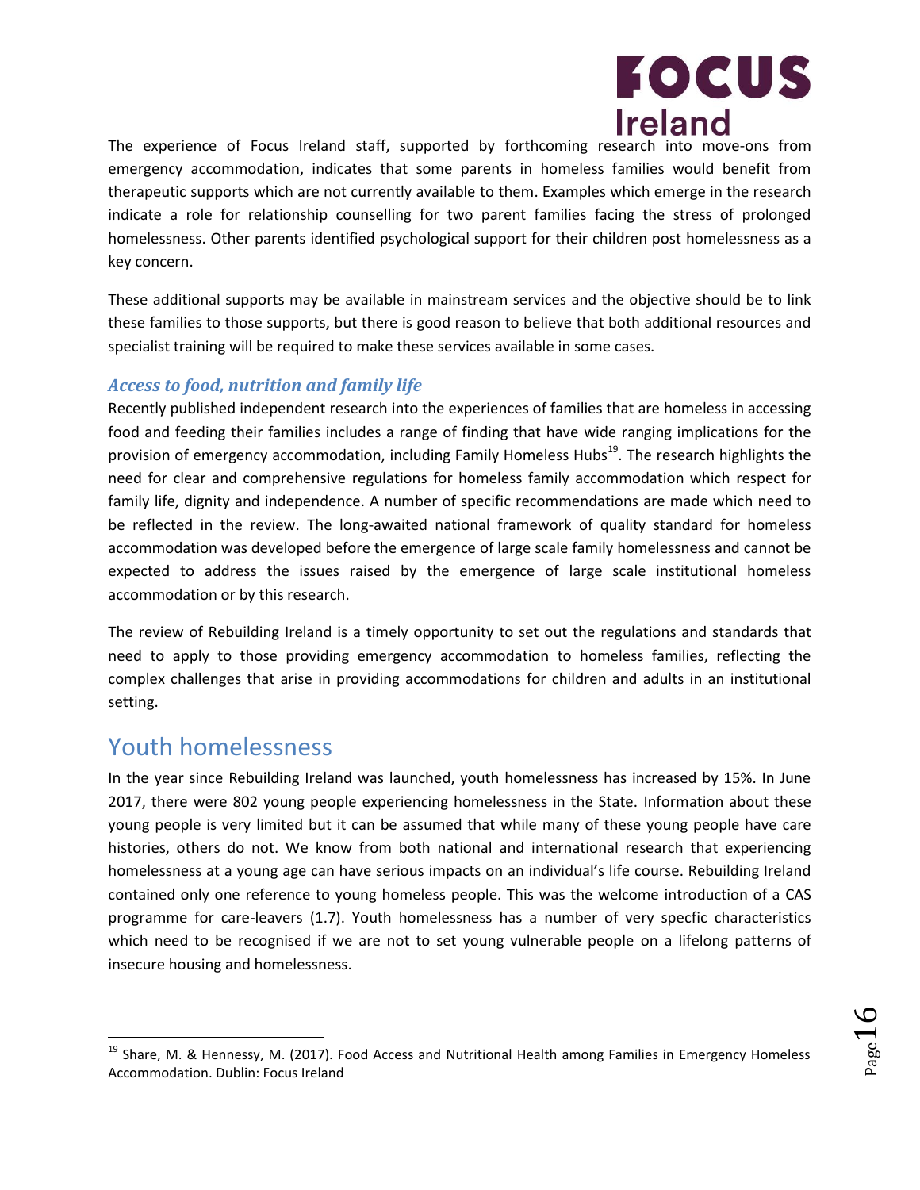The experience of Focus Ireland staff, supported by forthcoming research into move-ons from emergency accommodation, indicates that some parents in homeless families would benefit from therapeutic supports which are not currently available to them. Examples which emerge in the research indicate a role for relationship counselling for two parent families facing the stress of prolonged homelessness. Other parents identified psychological support for their children post homelessness as a key concern.

These additional supports may be available in mainstream services and the objective should be to link these families to those supports, but there is good reason to believe that both additional resources and specialist training will be required to make these services available in some cases.

### *Access to food, nutrition and family life*

Recently published independent research into the experiences of families that are homeless in accessing food and feeding their families includes a range of finding that have wide ranging implications for the provision of emergency accommodation, including Family Homeless Hubs[19]. The research highlights the need for clear and comprehensive regulations for homeless family accommodation which respect for family life, dignity and independence. A number of specific recommendations are made which need to be reflected in the review. The long-awaited national framework of quality standard for homeless accommodation was developed before the emergence of large scale family homelessness and cannot be expected to address the issues raised by the emergence of large scale institutional homeless accommodation or by this research.

The review of Rebuilding Ireland is a timely opportunity to set out the regulations and standards that need to apply to those providing emergency accommodation to homeless families, reflecting the complex challenges that arise in providing accommodations for children and adults in an institutional setting.

## Youth homelessness

In the year since Rebuilding Ireland was launched, youth homelessness has increased by 15%. In June 2017, there were 802 young people experiencing homelessness in the State. Information about these young people is very limited but it can be assumed that while many of these young people have care histories, others do not. We know from both national and international research that experiencing homelessness at a young age can have serious impacts on an individual's life course. Rebuilding Ireland contained only one reference to young homeless people. This was the welcome introduction of a CAS programme for care-leavers (1.7). Youth homelessness has a number of very specfic characteristics which need to be recognised if we are not to set young vulnerable people on a lifelong patterns of insecure housing and homelessness.

---

[19] Share, M. & Hennessy, M. (2017). Food Access and Nutritional Health among Families in Emergency Homeless Accommodation. Dublin: Focus Ireland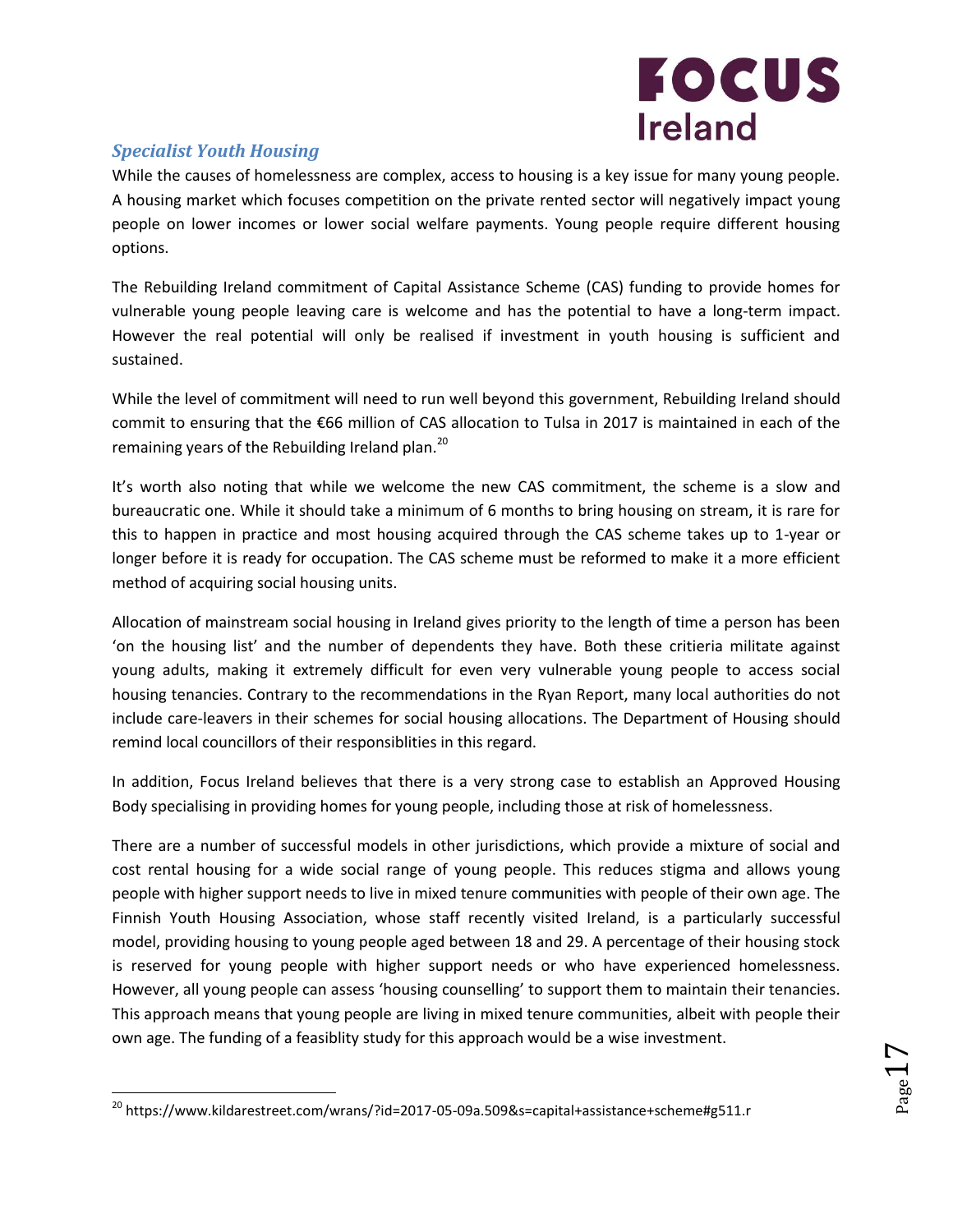### *Specialist Youth Housing*

While the causes of homelessness are complex, access to housing is a key issue for many young people. A housing market which focuses competition on the private rented sector will negatively impact young people on lower incomes or lower social welfare payments. Young people require different housing options.

The Rebuilding Ireland commitment of Capital Assistance Scheme (CAS) funding to provide homes for vulnerable young people leaving care is welcome and has the potential to have a long-term impact. However the real potential will only be realised if investment in youth housing is sufficient and sustained.

While the level of commitment will need to run well beyond this government, Rebuilding Ireland should commit to ensuring that the €66 million of CAS allocation to Tulsa in 2017 is maintained in each of the remaining years of the Rebuilding Ireland plan.[20]

It's worth also noting that while we welcome the new CAS commitment, the scheme is a slow and bureaucratic one. While it should take a minimum of 6 months to bring housing on stream, it is rare for this to happen in practice and most housing acquired through the CAS scheme takes up to 1-year or longer before it is ready for occupation. The CAS scheme must be reformed to make it a more efficient method of acquiring social housing units.

Allocation of mainstream social housing in Ireland gives priority to the length of time a person has been 'on the housing list' and the number of dependents they have. Both these critieria militate against young adults, making it extremely difficult for even very vulnerable young people to access social housing tenancies. Contrary to the recommendations in the Ryan Report, many local authorities do not include care-leavers in their schemes for social housing allocations. The Department of Housing should remind local councillors of their responsiblities in this regard.

In addition, Focus Ireland believes that there is a very strong case to establish an Approved Housing Body specialising in providing homes for young people, including those at risk of homelessness.

There are a number of successful models in other jurisdictions, which provide a mixture of social and cost rental housing for a wide social range of young people. This reduces stigma and allows young people with higher support needs to live in mixed tenure communities with people of their own age. The Finnish Youth Housing Association, whose staff recently visited Ireland, is a particularly successful model, providing housing to young people aged between 18 and 29. A percentage of their housing stock is reserved for young people with higher support needs or who have experienced homelessness. However, all young people can assess 'housing counselling' to support them to maintain their tenancies. This approach means that young people are living in mixed tenure communities, albeit with people their own age. The funding of a feasiblity study for this approach would be a wise investment.

[20] https://www.kildarestreet.com/wrans/?id=2017-05-09a.509&s=capital+assistance+scheme#g511.r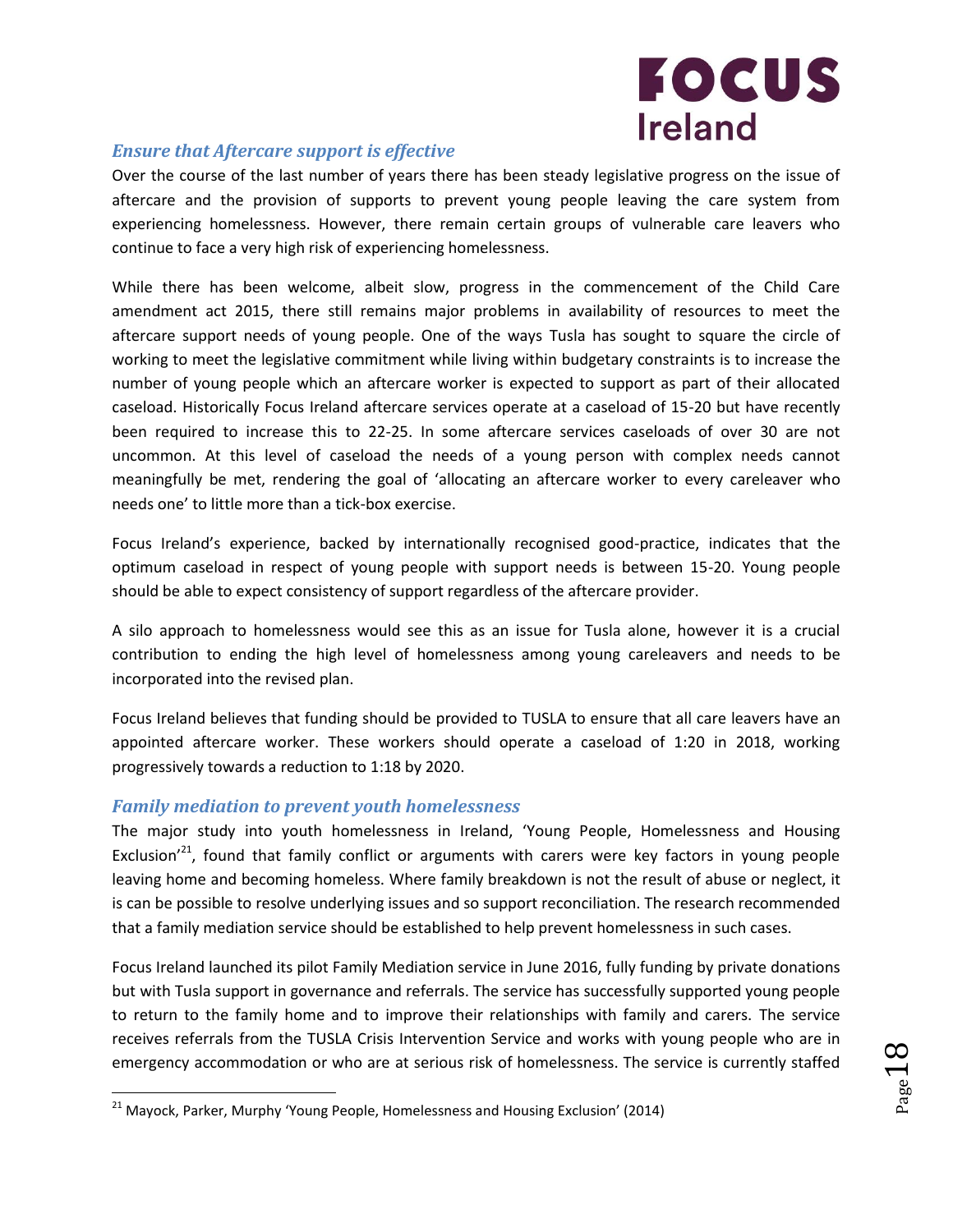### *Ensure that Aftercare support is effective*

Over the course of the last number of years there has been steady legislative progress on the issue of aftercare and the provision of supports to prevent young people leaving the care system from experiencing homelessness. However, there remain certain groups of vulnerable care leavers who continue to face a very high risk of experiencing homelessness.

While there has been welcome, albeit slow, progress in the commencement of the Child Care amendment act 2015, there still remains major problems in availability of resources to meet the aftercare support needs of young people. One of the ways Tusla has sought to square the circle of working to meet the legislative commitment while living within budgetary constraints is to increase the number of young people which an aftercare worker is expected to support as part of their allocated caseload. Historically Focus Ireland aftercare services operate at a caseload of 15-20 but have recently been required to increase this to 22-25. In some aftercare services caseloads of over 30 are not uncommon. At this level of caseload the needs of a young person with complex needs cannot meaningfully be met, rendering the goal of 'allocating an aftercare worker to every careleaver who needs one' to little more than a tick-box exercise.

Focus Ireland's experience, backed by internationally recognised good-practice, indicates that the optimum caseload in respect of young people with support needs is between 15-20. Young people should be able to expect consistency of support regardless of the aftercare provider.

A silo approach to homelessness would see this as an issue for Tusla alone, however it is a crucial contribution to ending the high level of homelessness among young careleavers and needs to be incorporated into the revised plan.

Focus Ireland believes that funding should be provided to TUSLA to ensure that all care leavers have an appointed aftercare worker. These workers should operate a caseload of 1:20 in 2018, working progressively towards a reduction to 1:18 by 2020.

### *Family mediation to prevent youth homelessness*

The major study into youth homelessness in Ireland, 'Young People, Homelessness and Housing Exclusion'[21], found that family conflict or arguments with carers were key factors in young people leaving home and becoming homeless. Where family breakdown is not the result of abuse or neglect, it is can be possible to resolve underlying issues and so support reconciliation. The research recommended that a family mediation service should be established to help prevent homelessness in such cases.

Focus Ireland launched its pilot Family Mediation service in June 2016, fully funding by private donations but with Tusla support in governance and referrals. The service has successfully supported young people to return to the family home and to improve their relationships with family and carers. The service receives referrals from the TUSLA Crisis Intervention Service and works with young people who are in emergency accommodation or who are at serious risk of homelessness. The service is currently staffed

[21] Mayock, Parker, Murphy 'Young People, Homelessness and Housing Exclusion' (2014)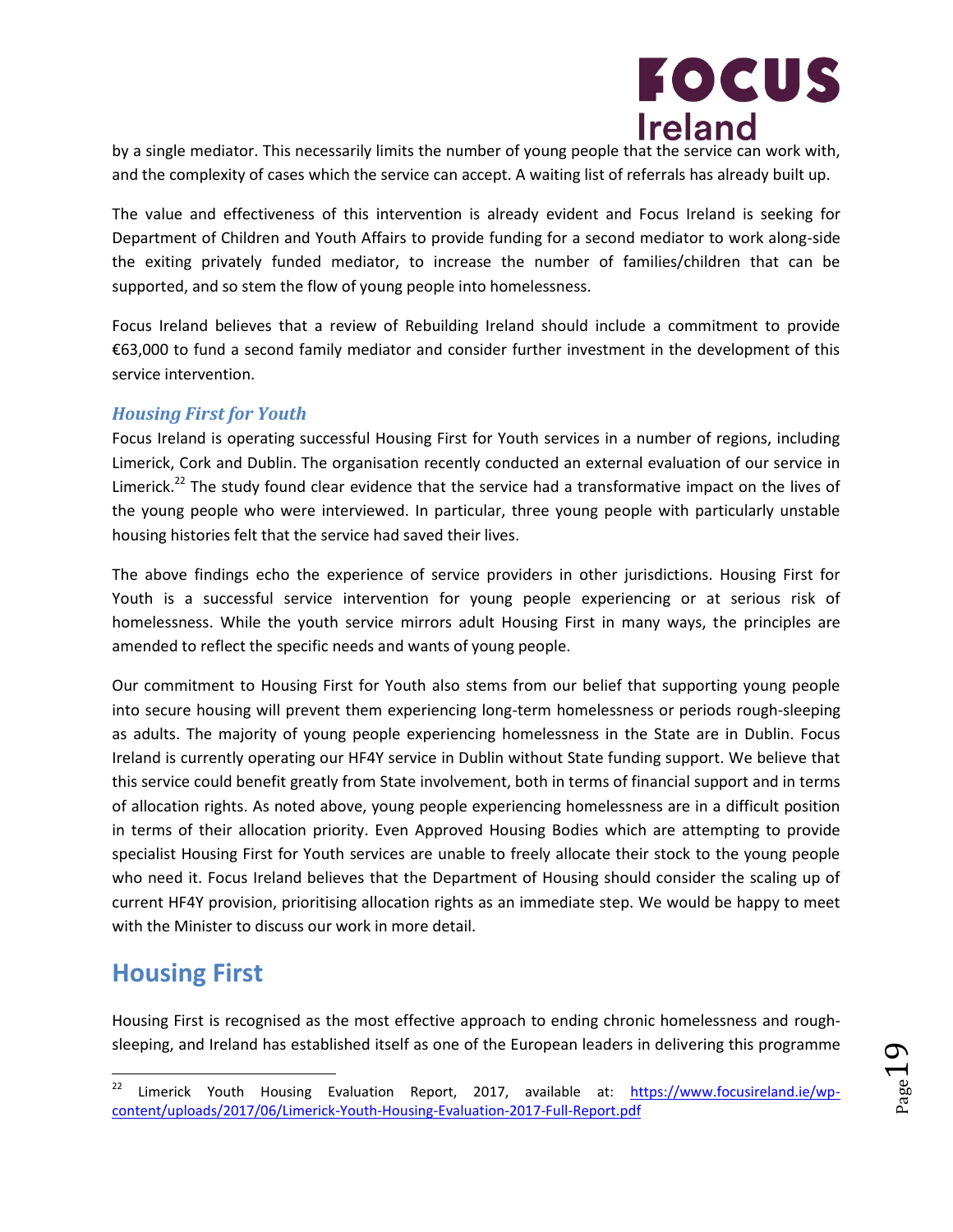by a single mediator. This necessarily limits the number of young people that the service can work with, and the complexity of cases which the service can accept. A waiting list of referrals has already built up.

The value and effectiveness of this intervention is already evident and Focus Ireland is seeking for Department of Children and Youth Affairs to provide funding for a second mediator to work along-side the exiting privately funded mediator, to increase the number of families/children that can be supported, and so stem the flow of young people into homelessness.

Focus Ireland believes that a review of Rebuilding Ireland should include a commitment to provide €63,000 to fund a second family mediator and consider further investment in the development of this service intervention.

### *Housing First for Youth*

Focus Ireland is operating successful Housing First for Youth services in a number of regions, including Limerick, Cork and Dublin. The organisation recently conducted an external evaluation of our service in Limerick.[22] The study found clear evidence that the service had a transformative impact on the lives of the young people who were interviewed. In particular, three young people with particularly unstable housing histories felt that the service had saved their lives.

The above findings echo the experience of service providers in other jurisdictions. Housing First for Youth is a successful service intervention for young people experiencing or at serious risk of homelessness. While the youth service mirrors adult Housing First in many ways, the principles are amended to reflect the specific needs and wants of young people.

Our commitment to Housing First for Youth also stems from our belief that supporting young people into secure housing will prevent them experiencing long-term homelessness or periods rough-sleeping as adults. The majority of young people experiencing homelessness in the State are in Dublin. Focus Ireland is currently operating our HF4Y service in Dublin without State funding support. We believe that this service could benefit greatly from State involvement, both in terms of financial support and in terms of allocation rights. As noted above, young people experiencing homelessness are in a difficult position in terms of their allocation priority. Even Approved Housing Bodies which are attempting to provide specialist Housing First for Youth services are unable to freely allocate their stock to the young people who need it. Focus Ireland believes that the Department of Housing should consider the scaling up of current HF4Y provision, prioritising allocation rights as an immediate step. We would be happy to meet with the Minister to discuss our work in more detail.

## Housing First

Housing First is recognised as the most effective approach to ending chronic homelessness and rough-sleeping, and Ireland has established itself as one of the European leaders in delivering this programme

---

[22] Limerick Youth Housing Evaluation Report, 2017, available at: https://www.focusireland.ie/wp-content/uploads/2017/06/Limerick-Youth-Housing-Evaluation-2017-Full-Report.pdf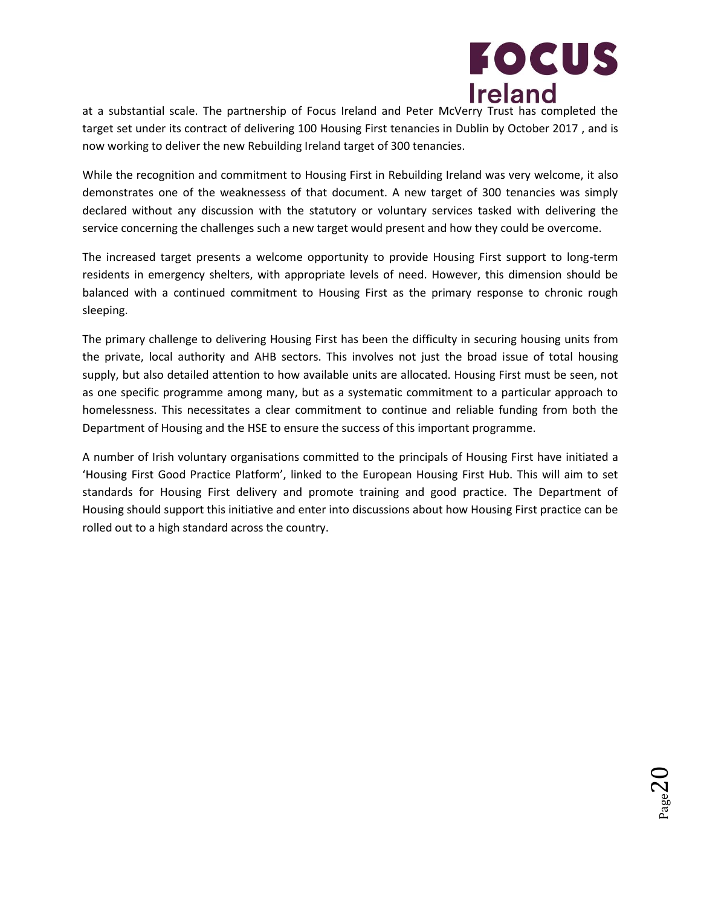at a substantial scale. The partnership of Focus Ireland and Peter McVerry Trust has completed the target set under its contract of delivering 100 Housing First tenancies in Dublin by October 2017 , and is now working to deliver the new Rebuilding Ireland target of 300 tenancies.

While the recognition and commitment to Housing First in Rebuilding Ireland was very welcome, it also demonstrates one of the weaknessess of that document. A new target of 300 tenancies was simply declared without any discussion with the statutory or voluntary services tasked with delivering the service concerning the challenges such a new target would present and how they could be overcome.

The increased target presents a welcome opportunity to provide Housing First support to long-term residents in emergency shelters, with appropriate levels of need. However, this dimension should be balanced with a continued commitment to Housing First as the primary response to chronic rough sleeping.

The primary challenge to delivering Housing First has been the difficulty in securing housing units from the private, local authority and AHB sectors. This involves not just the broad issue of total housing supply, but also detailed attention to how available units are allocated. Housing First must be seen, not as one specific programme among many, but as a systematic commitment to a particular approach to homelessness. This necessitates a clear commitment to continue and reliable funding from both the Department of Housing and the HSE to ensure the success of this important programme.

A number of Irish voluntary organisations committed to the principals of Housing First have initiated a 'Housing First Good Practice Platform', linked to the European Housing First Hub. This will aim to set standards for Housing First delivery and promote training and good practice. The Department of Housing should support this initiative and enter into discussions about how Housing First practice can be rolled out to a high standard across the country.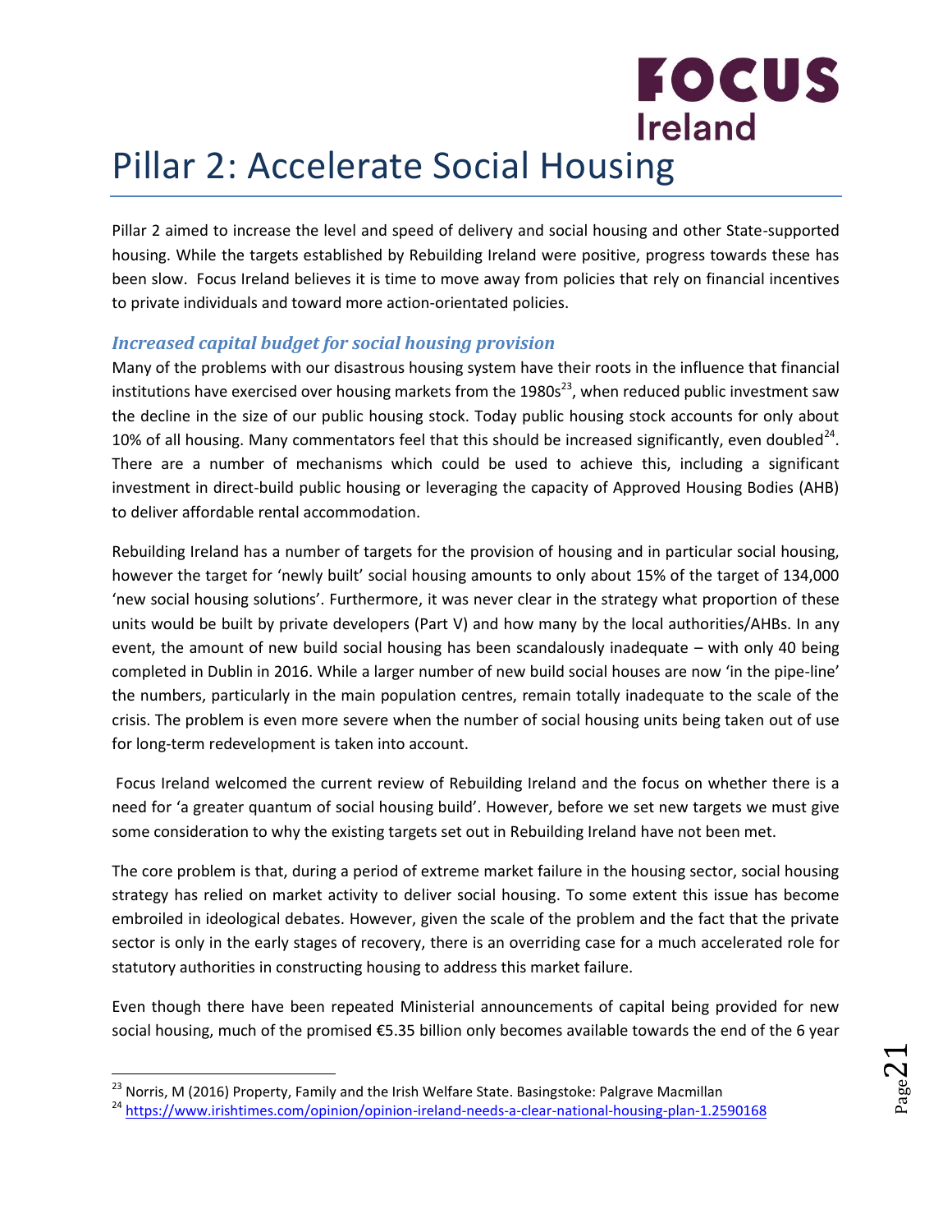# Pillar 2: Accelerate Social Housing

Pillar 2 aimed to increase the level and speed of delivery and social housing and other State-supported housing. While the targets established by Rebuilding Ireland were positive, progress towards these has been slow. Focus Ireland believes it is time to move away from policies that rely on financial incentives to private individuals and toward more action-orientated policies.

### *Increased capital budget for social housing provision*

Many of the problems with our disastrous housing system have their roots in the influence that financial institutions have exercised over housing markets from the 1980s[23], when reduced public investment saw the decline in the size of our public housing stock. Today public housing stock accounts for only about 10% of all housing. Many commentators feel that this should be increased significantly, even doubled[24]. There are a number of mechanisms which could be used to achieve this, including a significant investment in direct-build public housing or leveraging the capacity of Approved Housing Bodies (AHB) to deliver affordable rental accommodation.

Rebuilding Ireland has a number of targets for the provision of housing and in particular social housing, however the target for 'newly built' social housing amounts to only about 15% of the target of 134,000 'new social housing solutions'. Furthermore, it was never clear in the strategy what proportion of these units would be built by private developers (Part V) and how many by the local authorities/AHBs. In any event, the amount of new build social housing has been scandalously inadequate – with only 40 being completed in Dublin in 2016. While a larger number of new build social houses are now 'in the pipe-line' the numbers, particularly in the main population centres, remain totally inadequate to the scale of the crisis. The problem is even more severe when the number of social housing units being taken out of use for long-term redevelopment is taken into account.

Focus Ireland welcomed the current review of Rebuilding Ireland and the focus on whether there is a need for 'a greater quantum of social housing build'. However, before we set new targets we must give some consideration to why the existing targets set out in Rebuilding Ireland have not been met.

The core problem is that, during a period of extreme market failure in the housing sector, social housing strategy has relied on market activity to deliver social housing. To some extent this issue has become embroiled in ideological debates. However, given the scale of the problem and the fact that the private sector is only in the early stages of recovery, there is an overriding case for a much accelerated role for statutory authorities in constructing housing to address this market failure.

Even though there have been repeated Ministerial announcements of capital being provided for new social housing, much of the promised €5.35 billion only becomes available towards the end of the 6 year

[23] Norris, M (2016) Property, Family and the Irish Welfare State. Basingstoke: Palgrave Macmillan

[24] https://www.irishtimes.com/opinion/opinion-ireland-needs-a-clear-national-housing-plan-1.2590168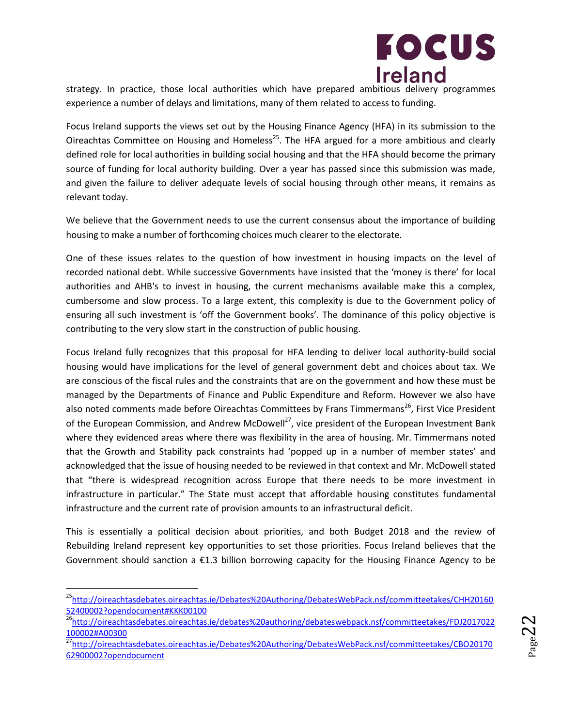strategy. In practice, those local authorities which have prepared ambitious delivery programmes experience a number of delays and limitations, many of them related to access to funding.

Focus Ireland supports the views set out by the Housing Finance Agency (HFA) in its submission to the Oireachtas Committee on Housing and Homeless[25]. The HFA argued for a more ambitious and clearly defined role for local authorities in building social housing and that the HFA should become the primary source of funding for local authority building. Over a year has passed since this submission was made, and given the failure to deliver adequate levels of social housing through other means, it remains as relevant today.

We believe that the Government needs to use the current consensus about the importance of building housing to make a number of forthcoming choices much clearer to the electorate.

One of these issues relates to the question of how investment in housing impacts on the level of recorded national debt. While successive Governments have insisted that the 'money is there' for local authorities and AHB's to invest in housing, the current mechanisms available make this a complex, cumbersome and slow process. To a large extent, this complexity is due to the Government policy of ensuring all such investment is 'off the Government books'. The dominance of this policy objective is contributing to the very slow start in the construction of public housing.

Focus Ireland fully recognizes that this proposal for HFA lending to deliver local authority-build social housing would have implications for the level of general government debt and choices about tax. We are conscious of the fiscal rules and the constraints that are on the government and how these must be managed by the Departments of Finance and Public Expenditure and Reform. However we also have also noted comments made before Oireachtas Committees by Frans Timmermans[26], First Vice President of the European Commission, and Andrew McDowell[27], vice president of the European Investment Bank where they evidenced areas where there was flexibility in the area of housing. Mr. Timmermans noted that the Growth and Stability pack constraints had 'popped up in a number of member states' and acknowledged that the issue of housing needed to be reviewed in that context and Mr. McDowell stated that "there is widespread recognition across Europe that there needs to be more investment in infrastructure in particular." The State must accept that affordable housing constitutes fundamental infrastructure and the current rate of provision amounts to an infrastructural deficit.

This is essentially a political decision about priorities, and both Budget 2018 and the review of Rebuilding Ireland represent key opportunities to set those priorities. Focus Ireland believes that the Government should sanction a €1.3 billion borrowing capacity for the Housing Finance Agency to be

---

[25] http://oireachtasdebates.oireachtas.ie/Debates%20Authoring/DebatesWebPack.nsf/committeetakes/CHH2016052400002?opendocument#KKK00100

[26] http://oireachtasdebates.oireachtas.ie/debates%20authoring/debateswebpack.nsf/committeetakes/FDJ2017022100002#A00300

[27] http://oireachtasdebates.oireachtas.ie/Debates%20Authoring/DebatesWebPack.nsf/committeetakes/CBO2017062900002?opendocument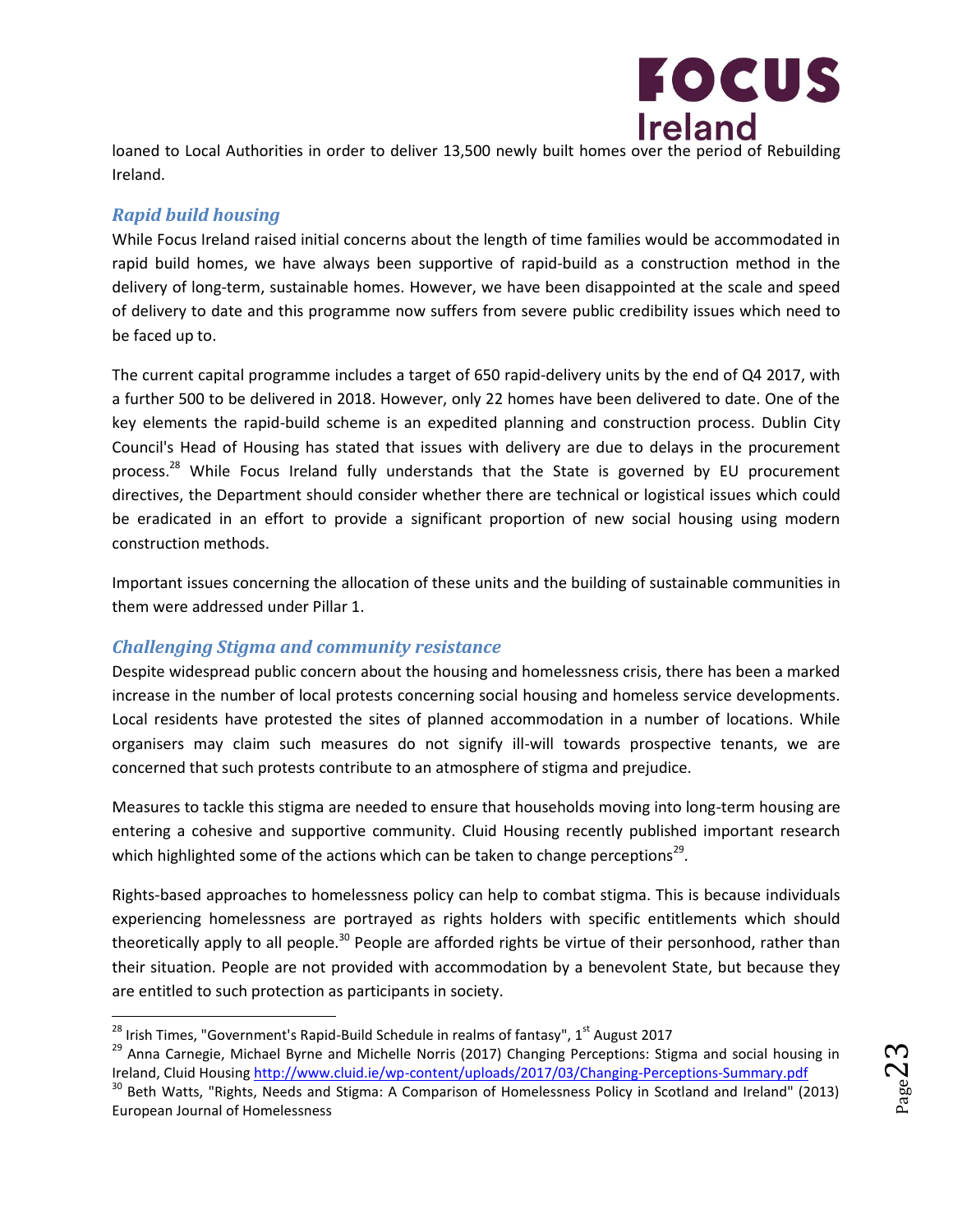loaned to Local Authorities in order to deliver 13,500 newly built homes over the period of Rebuilding Ireland.

### *Rapid build housing*

While Focus Ireland raised initial concerns about the length of time families would be accommodated in rapid build homes, we have always been supportive of rapid-build as a construction method in the delivery of long-term, sustainable homes. However, we have been disappointed at the scale and speed of delivery to date and this programme now suffers from severe public credibility issues which need to be faced up to.

The current capital programme includes a target of 650 rapid-delivery units by the end of Q4 2017, with a further 500 to be delivered in 2018. However, only 22 homes have been delivered to date. One of the key elements the rapid-build scheme is an expedited planning and construction process. Dublin City Council's Head of Housing has stated that issues with delivery are due to delays in the procurement process.[28] While Focus Ireland fully understands that the State is governed by EU procurement directives, the Department should consider whether there are technical or logistical issues which could be eradicated in an effort to provide a significant proportion of new social housing using modern construction methods.

Important issues concerning the allocation of these units and the building of sustainable communities in them were addressed under Pillar 1.

### *Challenging Stigma and community resistance*

Despite widespread public concern about the housing and homelessness crisis, there has been a marked increase in the number of local protests concerning social housing and homeless service developments. Local residents have protested the sites of planned accommodation in a number of locations. While organisers may claim such measures do not signify ill-will towards prospective tenants, we are concerned that such protests contribute to an atmosphere of stigma and prejudice.

Measures to tackle this stigma are needed to ensure that households moving into long-term housing are entering a cohesive and supportive community. Cluid Housing recently published important research which highlighted some of the actions which can be taken to change perceptions[29].

Rights-based approaches to homelessness policy can help to combat stigma. This is because individuals experiencing homelessness are portrayed as rights holders with specific entitlements which should theoretically apply to all people.[30] People are afforded rights be virtue of their personhood, rather than their situation. People are not provided with accommodation by a benevolent State, but because they are entitled to such protection as participants in society.

---

[28] Irish Times, "Government's Rapid-Build Schedule in realms of fantasy", 1st August 2017

[29] Anna Carnegie, Michael Byrne and Michelle Norris (2017) Changing Perceptions: Stigma and social housing in Ireland, Cluid Housing http://www.cluid.ie/wp-content/uploads/2017/03/Changing-Perceptions-Summary.pdf

[30] Beth Watts, "Rights, Needs and Stigma: A Comparison of Homelessness Policy in Scotland and Ireland" (2013) European Journal of Homelessness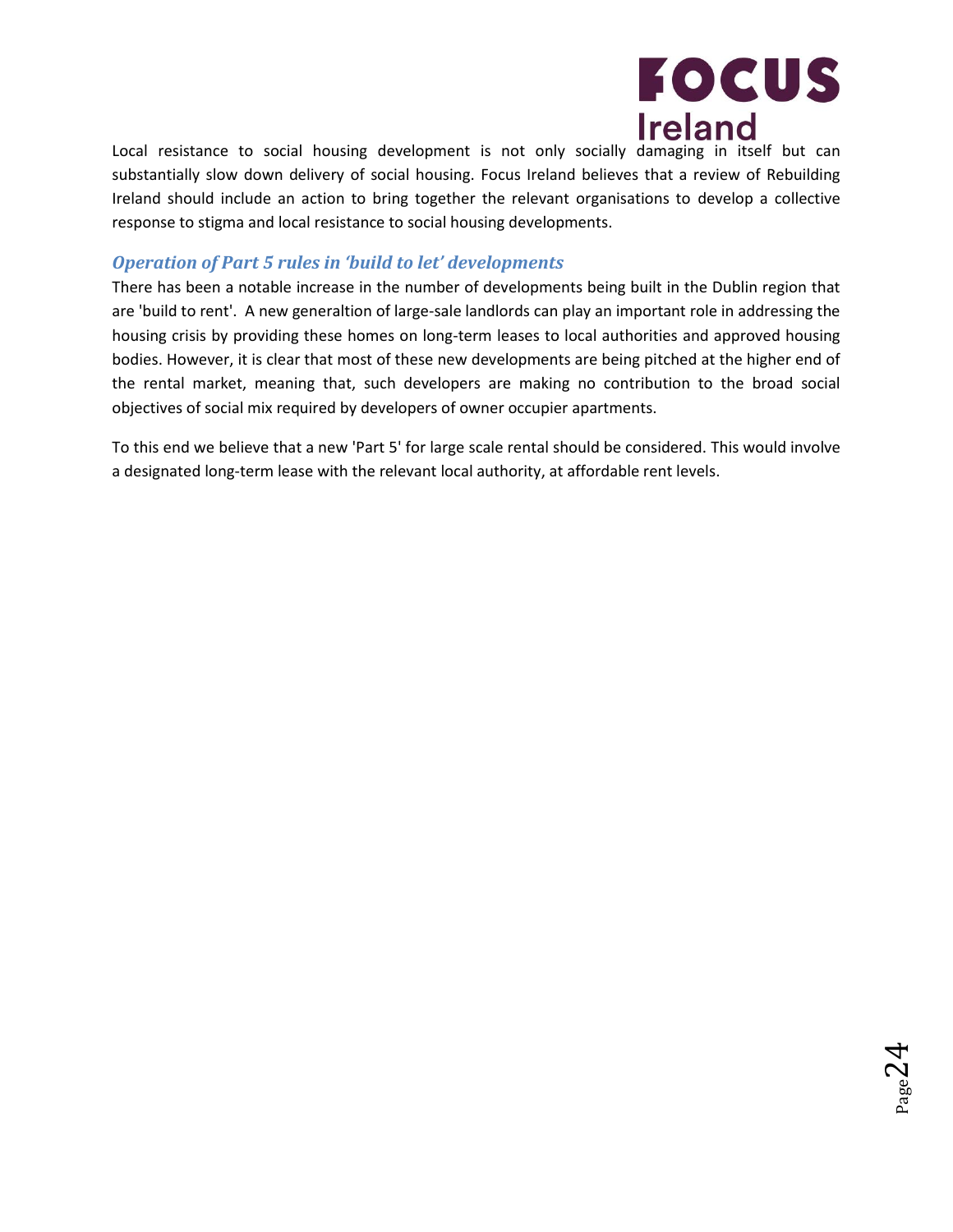Local resistance to social housing development is not only socially damaging in itself but can substantially slow down delivery of social housing. Focus Ireland believes that a review of Rebuilding Ireland should include an action to bring together the relevant organisations to develop a collective response to stigma and local resistance to social housing developments.

### *Operation of Part 5 rules in 'build to let' developments*

There has been a notable increase in the number of developments being built in the Dublin region that are 'build to rent'. A new generaltion of large-sale landlords can play an important role in addressing the housing crisis by providing these homes on long-term leases to local authorities and approved housing bodies. However, it is clear that most of these new developments are being pitched at the higher end of the rental market, meaning that, such developers are making no contribution to the broad social objectives of social mix required by developers of owner occupier apartments.

To this end we believe that a new 'Part 5' for large scale rental should be considered. This would involve a designated long-term lease with the relevant local authority, at affordable rent levels.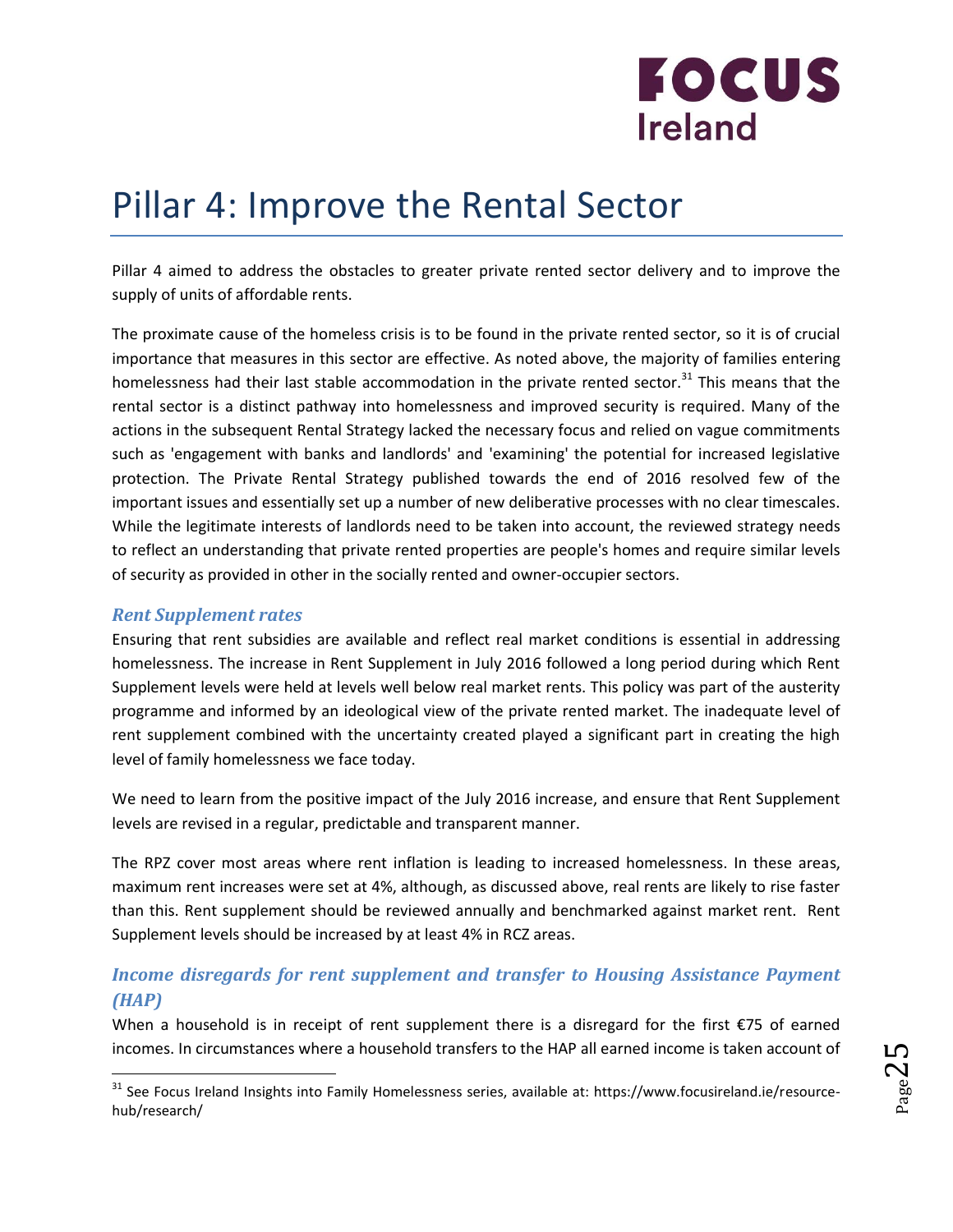# Pillar 4: Improve the Rental Sector

Pillar 4 aimed to address the obstacles to greater private rented sector delivery and to improve the supply of units of affordable rents.

The proximate cause of the homeless crisis is to be found in the private rented sector, so it is of crucial importance that measures in this sector are effective. As noted above, the majority of families entering homelessness had their last stable accommodation in the private rented sector.[31] This means that the rental sector is a distinct pathway into homelessness and improved security is required. Many of the actions in the subsequent Rental Strategy lacked the necessary focus and relied on vague commitments such as 'engagement with banks and landlords' and 'examining' the potential for increased legislative protection. The Private Rental Strategy published towards the end of 2016 resolved few of the important issues and essentially set up a number of new deliberative processes with no clear timescales. While the legitimate interests of landlords need to be taken into account, the reviewed strategy needs to reflect an understanding that private rented properties are people's homes and require similar levels of security as provided in other in the socially rented and owner-occupier sectors.

### *Rent Supplement rates*

Ensuring that rent subsidies are available and reflect real market conditions is essential in addressing homelessness. The increase in Rent Supplement in July 2016 followed a long period during which Rent Supplement levels were held at levels well below real market rents. This policy was part of the austerity programme and informed by an ideological view of the private rented market. The inadequate level of rent supplement combined with the uncertainty created played a significant part in creating the high level of family homelessness we face today.

We need to learn from the positive impact of the July 2016 increase, and ensure that Rent Supplement levels are revised in a regular, predictable and transparent manner.

The RPZ cover most areas where rent inflation is leading to increased homelessness. In these areas, maximum rent increases were set at 4%, although, as discussed above, real rents are likely to rise faster than this. Rent supplement should be reviewed annually and benchmarked against market rent. Rent Supplement levels should be increased by at least 4% in RCZ areas.

### *Income disregards for rent supplement and transfer to Housing Assistance Payment (HAP)*

When a household is in receipt of rent supplement there is a disregard for the first €75 of earned incomes. In circumstances where a household transfers to the HAP all earned income is taken account of

[31] See Focus Ireland Insights into Family Homelessness series, available at: https://www.focusireland.ie/resource-hub/research/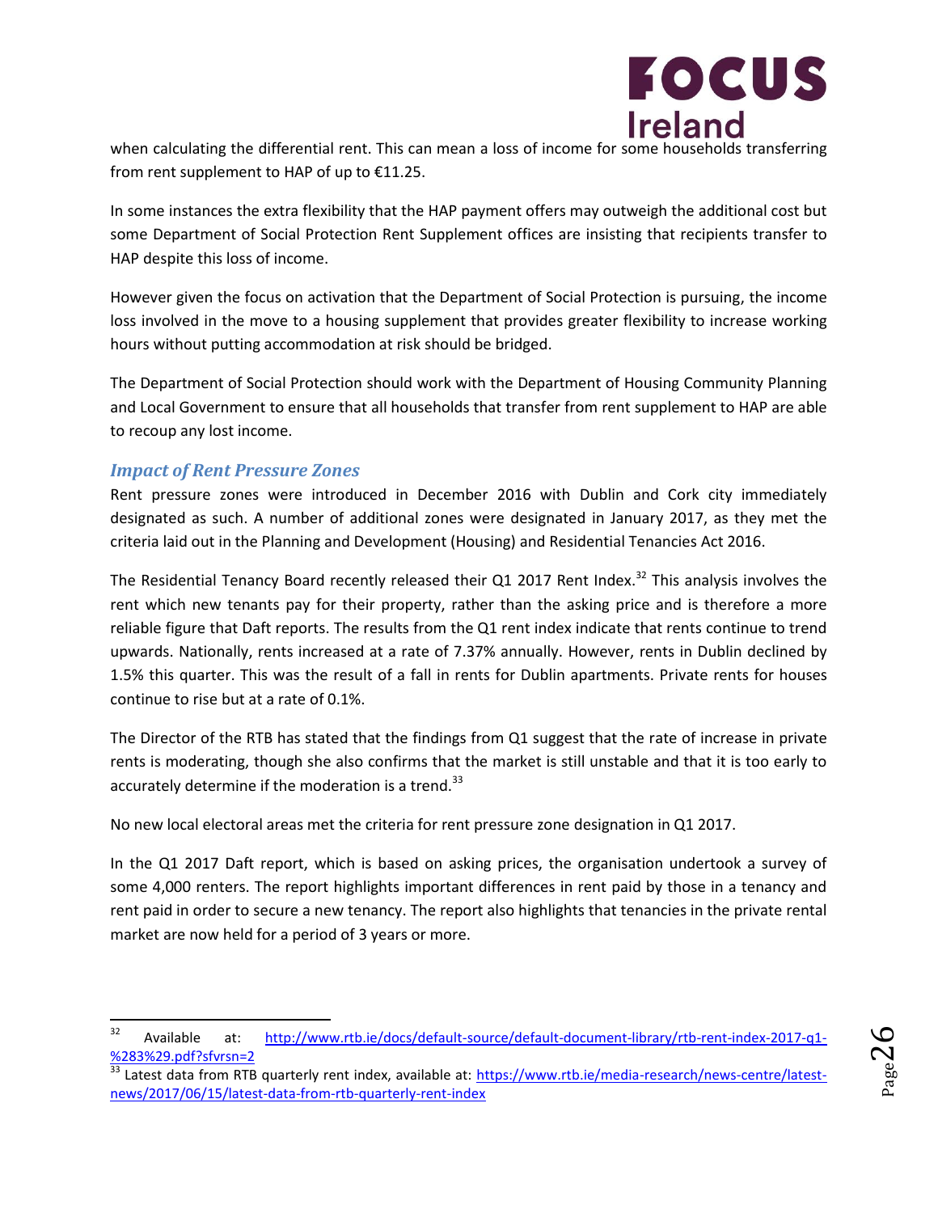when calculating the differential rent. This can mean a loss of income for some households transferring from rent supplement to HAP of up to €11.25.

In some instances the extra flexibility that the HAP payment offers may outweigh the additional cost but some Department of Social Protection Rent Supplement offices are insisting that recipients transfer to HAP despite this loss of income.

However given the focus on activation that the Department of Social Protection is pursuing, the income loss involved in the move to a housing supplement that provides greater flexibility to increase working hours without putting accommodation at risk should be bridged.

The Department of Social Protection should work with the Department of Housing Community Planning and Local Government to ensure that all households that transfer from rent supplement to HAP are able to recoup any lost income.

### *Impact of Rent Pressure Zones*

Rent pressure zones were introduced in December 2016 with Dublin and Cork city immediately designated as such. A number of additional zones were designated in January 2017, as they met the criteria laid out in the Planning and Development (Housing) and Residential Tenancies Act 2016.

The Residential Tenancy Board recently released their Q1 2017 Rent Index.[32] This analysis involves the rent which new tenants pay for their property, rather than the asking price and is therefore a more reliable figure that Daft reports. The results from the Q1 rent index indicate that rents continue to trend upwards. Nationally, rents increased at a rate of 7.37% annually. However, rents in Dublin declined by 1.5% this quarter. This was the result of a fall in rents for Dublin apartments. Private rents for houses continue to rise but at a rate of 0.1%.

The Director of the RTB has stated that the findings from Q1 suggest that the rate of increase in private rents is moderating, though she also confirms that the market is still unstable and that it is too early to accurately determine if the moderation is a trend.[33]

No new local electoral areas met the criteria for rent pressure zone designation in Q1 2017.

In the Q1 2017 Daft report, which is based on asking prices, the organisation undertook a survey of some 4,000 renters. The report highlights important differences in rent paid by those in a tenancy and rent paid in order to secure a new tenancy. The report also highlights that tenancies in the private rental market are now held for a period of 3 years or more.

---

[32] Available at: http://www.rtb.ie/docs/default-source/default-document-library/rtb-rent-index-2017-q1-%283%29.pdf?sfvrsn=2

[33] Latest data from RTB quarterly rent index, available at: https://www.rtb.ie/media-research/news-centre/latest-news/2017/06/15/latest-data-from-rtb-quarterly-rent-index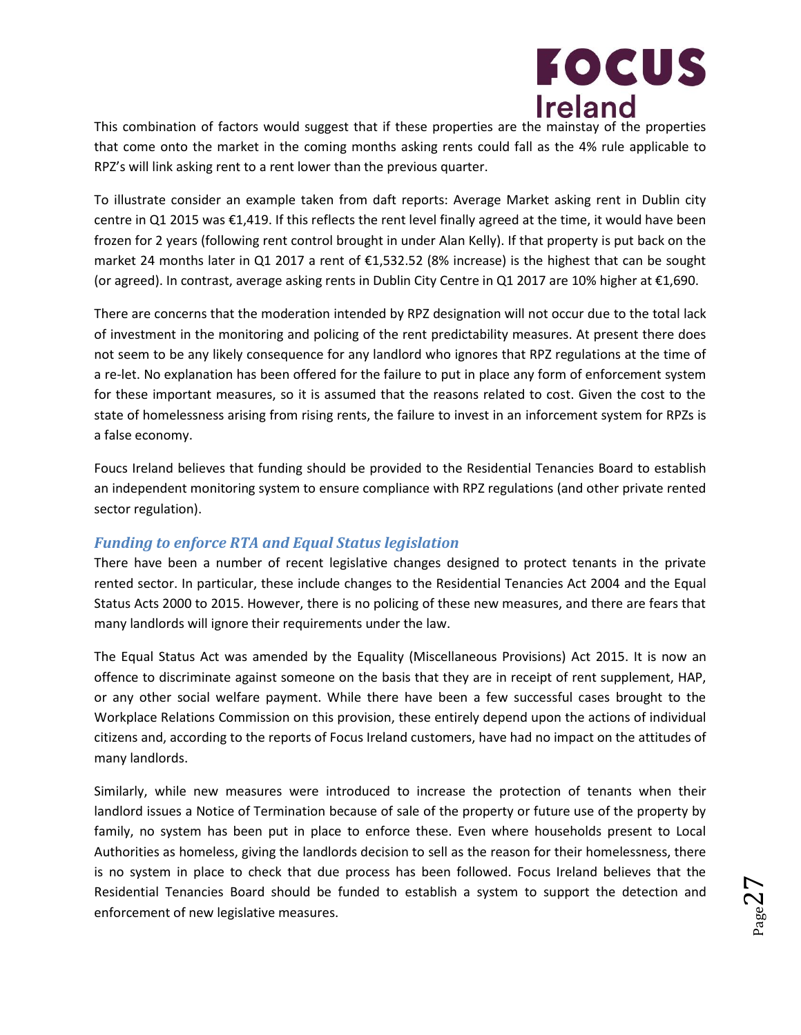This combination of factors would suggest that if these properties are the mainstay of the properties that come onto the market in the coming months asking rents could fall as the 4% rule applicable to RPZ's will link asking rent to a rent lower than the previous quarter.

To illustrate consider an example taken from daft reports: Average Market asking rent in Dublin city centre in Q1 2015 was €1,419. If this reflects the rent level finally agreed at the time, it would have been frozen for 2 years (following rent control brought in under Alan Kelly). If that property is put back on the market 24 months later in Q1 2017 a rent of €1,532.52 (8% increase) is the highest that can be sought (or agreed). In contrast, average asking rents in Dublin City Centre in Q1 2017 are 10% higher at €1,690.

There are concerns that the moderation intended by RPZ designation will not occur due to the total lack of investment in the monitoring and policing of the rent predictability measures. At present there does not seem to be any likely consequence for any landlord who ignores that RPZ regulations at the time of a re-let. No explanation has been offered for the failure to put in place any form of enforcement system for these important measures, so it is assumed that the reasons related to cost. Given the cost to the state of homelessness arising from rising rents, the failure to invest in an inforcement system for RPZs is a false economy.

Foucs Ireland believes that funding should be provided to the Residential Tenancies Board to establish an independent monitoring system to ensure compliance with RPZ regulations (and other private rented sector regulation).

### *Funding to enforce RTA and Equal Status legislation*

There have been a number of recent legislative changes designed to protect tenants in the private rented sector. In particular, these include changes to the Residential Tenancies Act 2004 and the Equal Status Acts 2000 to 2015. However, there is no policing of these new measures, and there are fears that many landlords will ignore their requirements under the law.

The Equal Status Act was amended by the Equality (Miscellaneous Provisions) Act 2015. It is now an offence to discriminate against someone on the basis that they are in receipt of rent supplement, HAP, or any other social welfare payment. While there have been a few successful cases brought to the Workplace Relations Commission on this provision, these entirely depend upon the actions of individual citizens and, according to the reports of Focus Ireland customers, have had no impact on the attitudes of many landlords.

Similarly, while new measures were introduced to increase the protection of tenants when their landlord issues a Notice of Termination because of sale of the property or future use of the property by family, no system has been put in place to enforce these. Even where households present to Local Authorities as homeless, giving the landlords decision to sell as the reason for their homelessness, there is no system in place to check that due process has been followed. Focus Ireland believes that the Residential Tenancies Board should be funded to establish a system to support the detection and enforcement of new legislative measures.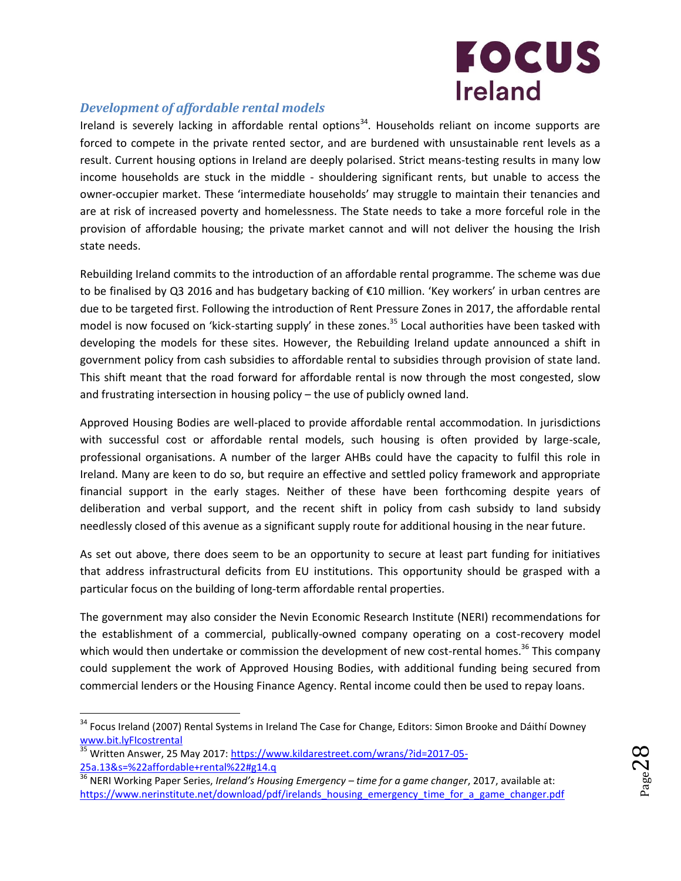### *Development of affordable rental models*

Ireland is severely lacking in affordable rental options[34]. Households reliant on income supports are forced to compete in the private rented sector, and are burdened with unsustainable rent levels as a result. Current housing options in Ireland are deeply polarised. Strict means-testing results in many low income households are stuck in the middle - shouldering significant rents, but unable to access the owner-occupier market. These 'intermediate households' may struggle to maintain their tenancies and are at risk of increased poverty and homelessness. The State needs to take a more forceful role in the provision of affordable housing; the private market cannot and will not deliver the housing the Irish state needs.

Rebuilding Ireland commits to the introduction of an affordable rental programme. The scheme was due to be finalised by Q3 2016 and has budgetary backing of €10 million. 'Key workers' in urban centres are due to be targeted first. Following the introduction of Rent Pressure Zones in 2017, the affordable rental model is now focused on 'kick-starting supply' in these zones.[35] Local authorities have been tasked with developing the models for these sites. However, the Rebuilding Ireland update announced a shift in government policy from cash subsidies to affordable rental to subsidies through provision of state land. This shift meant that the road forward for affordable rental is now through the most congested, slow and frustrating intersection in housing policy – the use of publicly owned land.

Approved Housing Bodies are well-placed to provide affordable rental accommodation. In jurisdictions with successful cost or affordable rental models, such housing is often provided by large-scale, professional organisations. A number of the larger AHBs could have the capacity to fulfil this role in Ireland. Many are keen to do so, but require an effective and settled policy framework and appropriate financial support in the early stages. Neither of these have been forthcoming despite years of deliberation and verbal support, and the recent shift in policy from cash subsidy to land subsidy needlessly closed of this avenue as a significant supply route for additional housing in the near future.

As set out above, there does seem to be an opportunity to secure at least part funding for initiatives that address infrastructural deficits from EU institutions. This opportunity should be grasped with a particular focus on the building of long-term affordable rental properties.

The government may also consider the Nevin Economic Research Institute (NERI) recommendations for the establishment of a commercial, publically-owned company operating on a cost-recovery model which would then undertake or commission the development of new cost-rental homes.[36] This company could supplement the work of Approved Housing Bodies, with additional funding being secured from commercial lenders or the Housing Finance Agency. Rental income could then be used to repay loans.

---

[34] Focus Ireland (2007) Rental Systems in Ireland The Case for Change, Editors: Simon Brooke and Dáithí Downey www.bit.lyFIcostrental

[35] Written Answer, 25 May 2017: https://www.kildarestreet.com/wrans/?id=2017-05-25a.13&s=%22affordable+rental%22#g14.q

[36] NERI Working Paper Series, *Ireland's Housing Emergency – time for a game changer*, 2017, available at: https://www.nerinstitute.net/download/pdf/irelands_housing_emergency_time_for_a_game_changer.pdf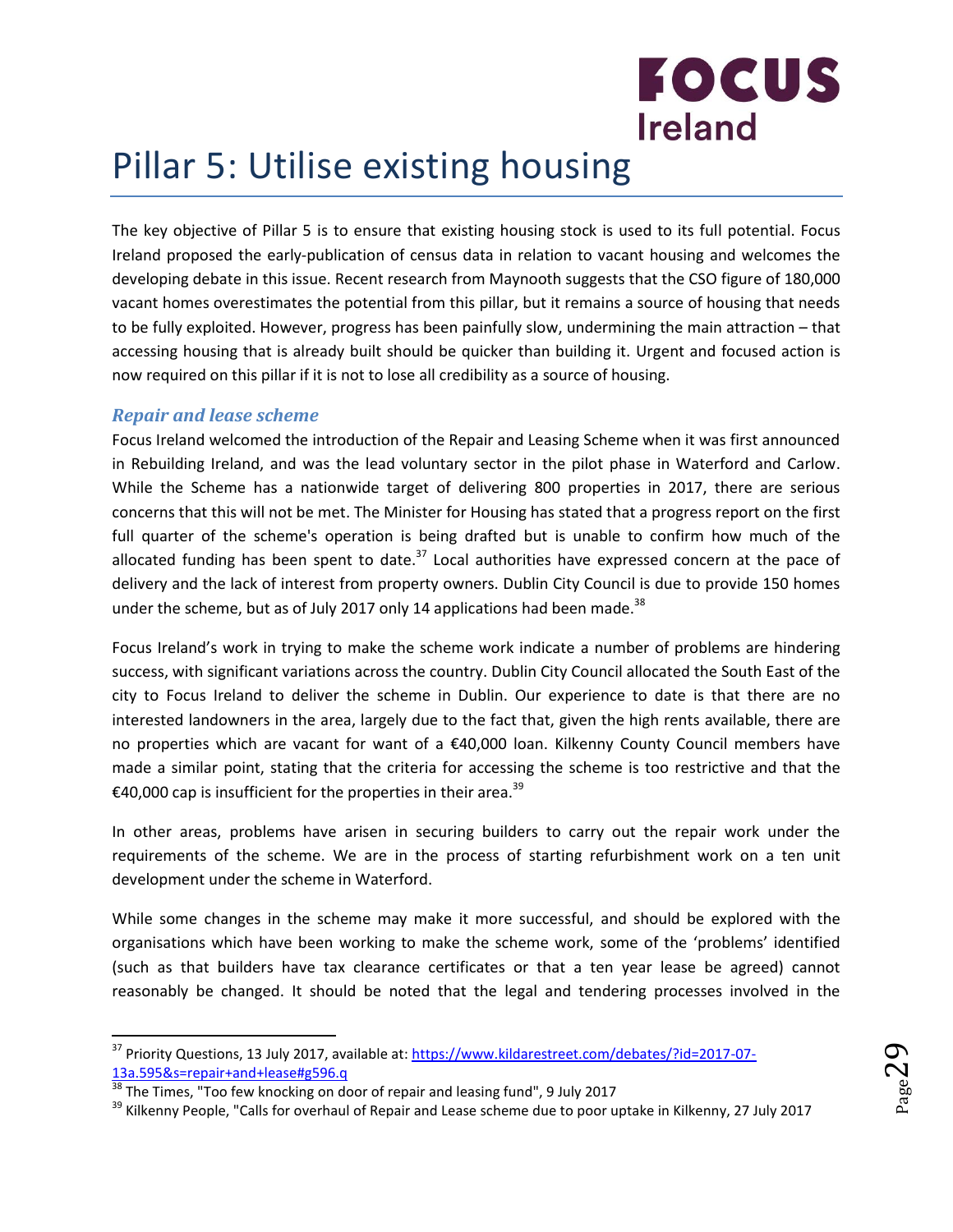# Pillar 5: Utilise existing housing

The key objective of Pillar 5 is to ensure that existing housing stock is used to its full potential. Focus Ireland proposed the early-publication of census data in relation to vacant housing and welcomes the developing debate in this issue. Recent research from Maynooth suggests that the CSO figure of 180,000 vacant homes overestimates the potential from this pillar, but it remains a source of housing that needs to be fully exploited. However, progress has been painfully slow, undermining the main attraction – that accessing housing that is already built should be quicker than building it. Urgent and focused action is now required on this pillar if it is not to lose all credibility as a source of housing.

### *Repair and lease scheme*

Focus Ireland welcomed the introduction of the Repair and Leasing Scheme when it was first announced in Rebuilding Ireland, and was the lead voluntary sector in the pilot phase in Waterford and Carlow. While the Scheme has a nationwide target of delivering 800 properties in 2017, there are serious concerns that this will not be met. The Minister for Housing has stated that a progress report on the first full quarter of the scheme's operation is being drafted but is unable to confirm how much of the allocated funding has been spent to date.[37] Local authorities have expressed concern at the pace of delivery and the lack of interest from property owners. Dublin City Council is due to provide 150 homes under the scheme, but as of July 2017 only 14 applications had been made.[38]

Focus Ireland's work in trying to make the scheme work indicate a number of problems are hindering success, with significant variations across the country. Dublin City Council allocated the South East of the city to Focus Ireland to deliver the scheme in Dublin. Our experience to date is that there are no interested landowners in the area, largely due to the fact that, given the high rents available, there are no properties which are vacant for want of a €40,000 loan. Kilkenny County Council members have made a similar point, stating that the criteria for accessing the scheme is too restrictive and that the €40,000 cap is insufficient for the properties in their area.[39]

In other areas, problems have arisen in securing builders to carry out the repair work under the requirements of the scheme. We are in the process of starting refurbishment work on a ten unit development under the scheme in Waterford.

While some changes in the scheme may make it more successful, and should be explored with the organisations which have been working to make the scheme work, some of the 'problems' identified (such as that builders have tax clearance certificates or that a ten year lease be agreed) cannot reasonably be changed. It should be noted that the legal and tendering processes involved in the

---

[37] Priority Questions, 13 July 2017, available at: https://www.kildarestreet.com/debates/?id=2017-07-13a.595&s=repair+and+lease#g596.q

[38] The Times, "Too few knocking on door of repair and leasing fund", 9 July 2017

[39] Kilkenny People, "Calls for overhaul of Repair and Lease scheme due to poor uptake in Kilkenny, 27 July 2017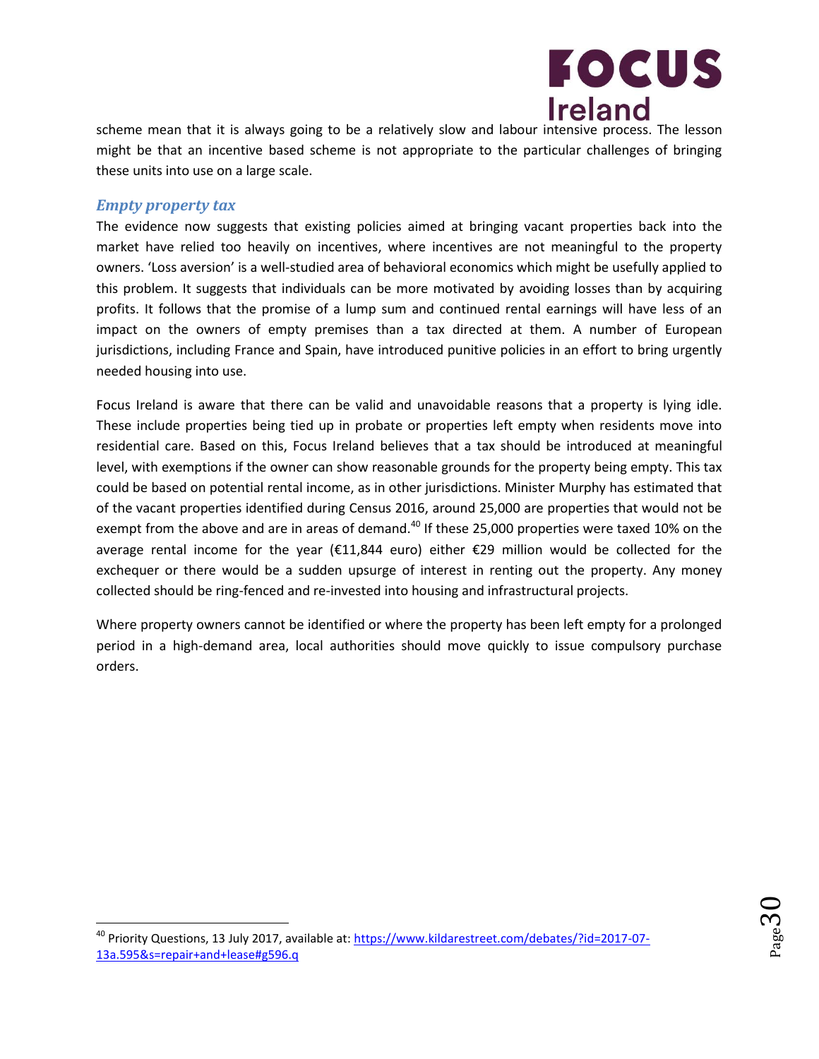scheme mean that it is always going to be a relatively slow and labour intensive process. The lesson might be that an incentive based scheme is not appropriate to the particular challenges of bringing these units into use on a large scale.

### *Empty property tax*

The evidence now suggests that existing policies aimed at bringing vacant properties back into the market have relied too heavily on incentives, where incentives are not meaningful to the property owners. 'Loss aversion' is a well-studied area of behavioral economics which might be usefully applied to this problem. It suggests that individuals can be more motivated by avoiding losses than by acquiring profits. It follows that the promise of a lump sum and continued rental earnings will have less of an impact on the owners of empty premises than a tax directed at them. A number of European jurisdictions, including France and Spain, have introduced punitive policies in an effort to bring urgently needed housing into use.

Focus Ireland is aware that there can be valid and unavoidable reasons that a property is lying idle. These include properties being tied up in probate or properties left empty when residents move into residential care. Based on this, Focus Ireland believes that a tax should be introduced at meaningful level, with exemptions if the owner can show reasonable grounds for the property being empty. This tax could be based on potential rental income, as in other jurisdictions. Minister Murphy has estimated that of the vacant properties identified during Census 2016, around 25,000 are properties that would not be exempt from the above and are in areas of demand.[40] If these 25,000 properties were taxed 10% on the average rental income for the year (€11,844 euro) either €29 million would be collected for the exchequer or there would be a sudden upsurge of interest in renting out the property. Any money collected should be ring-fenced and re-invested into housing and infrastructural projects.

Where property owners cannot be identified or where the property has been left empty for a prolonged period in a high-demand area, local authorities should move quickly to issue compulsory purchase orders.

---

[40] Priority Questions, 13 July 2017, available at: https://www.kildarestreet.com/debates/?id=2017-07-13a.595&s=repair+and+lease#g596.q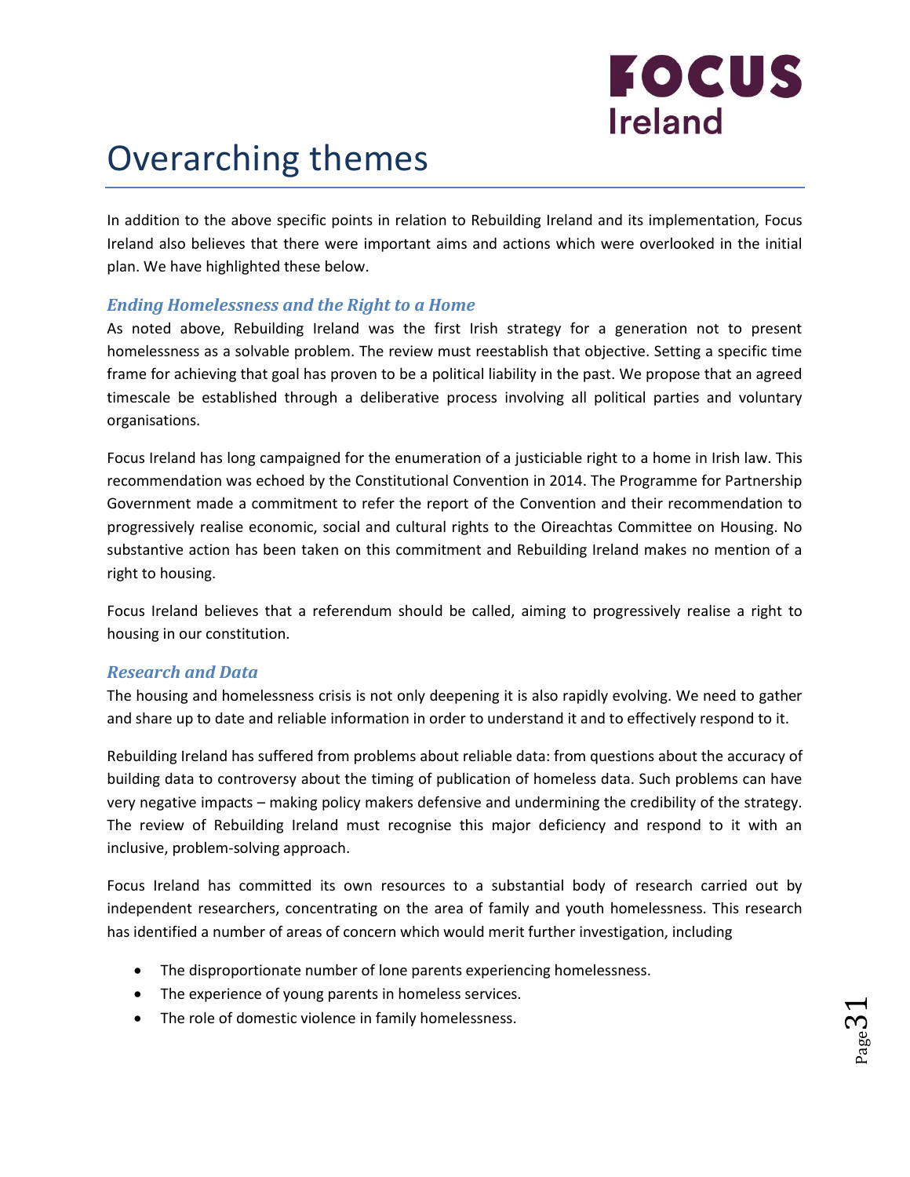# Overarching themes

In addition to the above specific points in relation to Rebuilding Ireland and its implementation, Focus Ireland also believes that there were important aims and actions which were overlooked in the initial plan. We have highlighted these below.

### *Ending Homelessness and the Right to a Home*

As noted above, Rebuilding Ireland was the first Irish strategy for a generation not to present homelessness as a solvable problem. The review must reestablish that objective. Setting a specific time frame for achieving that goal has proven to be a political liability in the past. We propose that an agreed timescale be established through a deliberative process involving all political parties and voluntary organisations.

Focus Ireland has long campaigned for the enumeration of a justiciable right to a home in Irish law. This recommendation was echoed by the Constitutional Convention in 2014. The Programme for Partnership Government made a commitment to refer the report of the Convention and their recommendation to progressively realise economic, social and cultural rights to the Oireachtas Committee on Housing. No substantive action has been taken on this commitment and Rebuilding Ireland makes no mention of a right to housing.

Focus Ireland believes that a referendum should be called, aiming to progressively realise a right to housing in our constitution.

### *Research and Data*

The housing and homelessness crisis is not only deepening it is also rapidly evolving. We need to gather and share up to date and reliable information in order to understand it and to effectively respond to it.

Rebuilding Ireland has suffered from problems about reliable data: from questions about the accuracy of building data to controversy about the timing of publication of homeless data. Such problems can have very negative impacts – making policy makers defensive and undermining the credibility of the strategy. The review of Rebuilding Ireland must recognise this major deficiency and respond to it with an inclusive, problem-solving approach.

Focus Ireland has committed its own resources to a substantial body of research carried out by independent researchers, concentrating on the area of family and youth homelessness. This research has identified a number of areas of concern which would merit further investigation, including

- The disproportionate number of lone parents experiencing homelessness.
- The experience of young parents in homeless services.
- The role of domestic violence in family homelessness.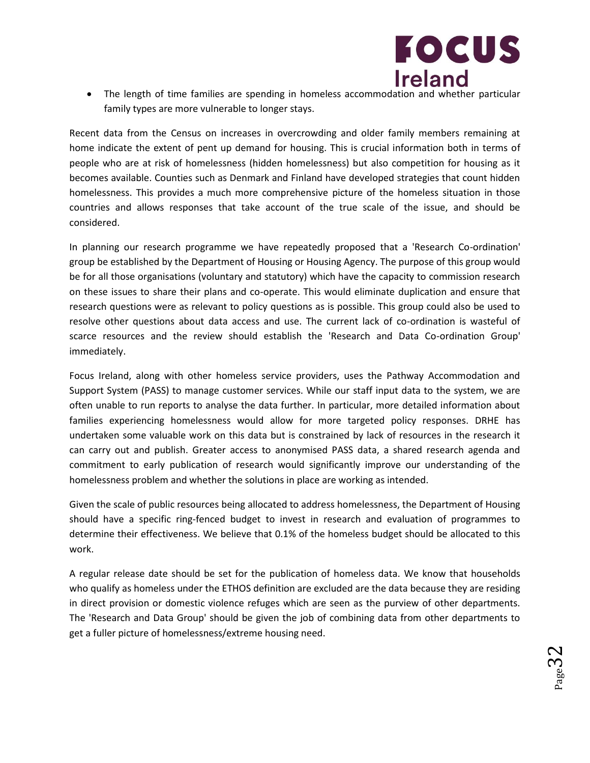- The length of time families are spending in homeless accommodation and whether particular family types are more vulnerable to longer stays.

Recent data from the Census on increases in overcrowding and older family members remaining at home indicate the extent of pent up demand for housing. This is crucial information both in terms of people who are at risk of homelessness (hidden homelessness) but also competition for housing as it becomes available. Counties such as Denmark and Finland have developed strategies that count hidden homelessness. This provides a much more comprehensive picture of the homeless situation in those countries and allows responses that take account of the true scale of the issue, and should be considered.

In planning our research programme we have repeatedly proposed that a 'Research Co-ordination' group be established by the Department of Housing or Housing Agency. The purpose of this group would be for all those organisations (voluntary and statutory) which have the capacity to commission research on these issues to share their plans and co-operate. This would eliminate duplication and ensure that research questions were as relevant to policy questions as is possible. This group could also be used to resolve other questions about data access and use. The current lack of co-ordination is wasteful of scarce resources and the review should establish the 'Research and Data Co-ordination Group' immediately.

Focus Ireland, along with other homeless service providers, uses the Pathway Accommodation and Support System (PASS) to manage customer services. While our staff input data to the system, we are often unable to run reports to analyse the data further. In particular, more detailed information about families experiencing homelessness would allow for more targeted policy responses. DRHE has undertaken some valuable work on this data but is constrained by lack of resources in the research it can carry out and publish. Greater access to anonymised PASS data, a shared research agenda and commitment to early publication of research would significantly improve our understanding of the homelessness problem and whether the solutions in place are working as intended.

Given the scale of public resources being allocated to address homelessness, the Department of Housing should have a specific ring-fenced budget to invest in research and evaluation of programmes to determine their effectiveness. We believe that 0.1% of the homeless budget should be allocated to this work.

A regular release date should be set for the publication of homeless data. We know that households who qualify as homeless under the ETHOS definition are excluded are the data because they are residing in direct provision or domestic violence refuges which are seen as the purview of other departments. The 'Research and Data Group' should be given the job of combining data from other departments to get a fuller picture of homelessness/extreme housing need.